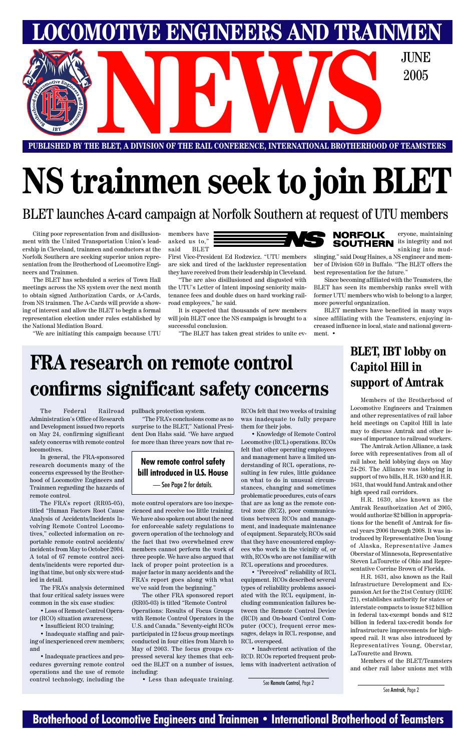# LOCOMOTIVE ENGINEERS AND TRAINMEN NEWS

JUNE 2005

PUBLISHED BY THE BLET, A DIVISION OF THE RAIL CONFERENCE, INTERNATIONAL BROTHERHOOD OF TEAMSTERS

# NS trainmen seek to join BLET

## BLET launches A-card campaign at Norfolk Southern at request of UTU members

Citing poor representation from and disillusionment with the United Transportation Union's leadership in Cleveland, trainmen and conductors at the Norfolk Southern are seeking superior union representation from the Brotherhood of Locomotive Engineers and Trainmen.

The BLET has scheduled a series of Town Hall meetings across the NS system over the next month to obtain signed Authorization Cards, or A-Cards, from NS trainmen. The A-Cards will provide a showing of interest and allow the BLET to begin a formal representation election under rules established by the National Mediation Board.

"We are initiating this campaign because UTU members have asked us to," said BLET First Vice-President Ed Rodzwicz. "UTU members are sick and tired of the lackluster representation they have received from their leadership in Cleveland.

"The are also disillusioned and disgusted with the UTU's Letter of Intent imposing seniority maintenance fees and double dues on hard working railroad employees," he said.

It is expected that thousands of new members will join BLET once the NS campaign is brought to a successful conclusion.

"The BLET has taken great strides to unite everyone, maintaining its integrity and not sinking into mudslinging," said Doug Haines, a NS engineer and member of Division 659 in Buffalo. "The BLET offers the best representation for the future."

Since becoming affiliated with the Teamsters, the BLET has seen its membership ranks swell with former UTU members who wish to belong to a larger, more powerful organization.

BLET members have benefited in many ways since affiliating with the Teamsters, enjoying increased influence in local, state and national government. •

# FRA research on remote control confirms significant safety concerns

The Federal Railroad Administration's Office of Research and Development issued two reports on May 24, confirming significant safety concerns with remote control locomotives.

In general, the FRA-sponsored research documents many of the concerns expressed by the Brotherhood of Locomotive Engineers and Trainmen regarding the hazards of remote control.

The FRA's report (RR05-05), titled "Human Factors Root Cause Analysis of Accidents/Incidents Involving Remote Control Locomotives," collected information on reportable remote control accidents/incidents from May to October 2004. A total of 67 remote control accidents/incidents were reported during that time, but only six were studied in detail.

The FRA's analysis determined that four critical safety issues were common in the six case studies:

- Loss of Remote Control Operator (RCO) situation awareness;
- Insufficient RCO training;
- Inadequate staffing and pairing of inexperienced crew members; and
- Inadequate practices and procedures governing remote control operations and the use of remote control technology, including the pullback protection system.

"The FRA's conclusions come as no surprise to the BLET," National President Don Hahs said. "We have argued for more than three years now that remote control operators are too inexperienced and receive too little training. We have also spoken out about the need for enforceable safety regulations to govern operation of the technology and the fact that two overwhelmed crew members cannot perform the work of three people. We have also argued that lack of proper point protection is a major factor in many accidents and the FRA's report goes along with what we've said from the beginning."

**New remote control safety bill introduced in U.S. House** — See Page 2 for details.

The other FRA sponsored report (RR05-03) is titled "Remote Control Operations: Results of Focus Groups with Remote Control Operators in the U.S. and Canada." Seventy-eight RCOs participated in 12 focus group meetings conducted in four cities from March to May of 2003. The focus groups expressed several key themes that echoed the BLET on a number of issues, including:

- Less than adequate training. RCOs felt that two weeks of training was inadequate to fully prepare them for their jobs.
- Knowledge of Remote Control Locomotive (RCL) operations. RCOs felt that other operating employees and management have a limited understanding of RCL operations, resulting in few rules, little guidance on what to do in unusual circumstances, changing and sometimes problematic procedures, cuts of cars that are as long as the remote control zone (RCZ), poor communications between RCOs and management, and inadequate maintenance of equipment. Separately, RCOs said that they have encountered employees who work in the vicinity of, or with, RCOs who are not familiar with RCL operations and procedures.
- "Perceived" reliability of RCL equipment. RCOs described several types of reliability problems associated with the RCL equipment, including communication failures between the Remote Control Device (RCD) and On-board Control Computer (OCC), frequent error messages, delays in RCL response, and RCL overspeed.
- Inadvertent activation of the RCD. RCOs reported frequent problems with inadvertent activation of

See Remote Control, Page 2

## BLET, IBT lobby on Capitol Hill in support of Amtrak

Members of the Brotherhood of Locomotive Engineers and Trainmen and other representatives of rail labor held meetings on Capitol Hill in late may to discuss Amtrak and other issues of importance to railroad workers.

The Amtrak Action Alliance, a task force with representatives from all of rail labor, held lobbying days on May 24-26. The Alliance was lobbying in support of two bills, H.R. 1630 and H.R. 1631, that would fund Amtrak and other high speed rail corridors.

H.R. 1630, also known as the Amtrak Reauthorization Act of 2005, would authorize $2 billion in appropriations for the benefit of Amtrak for fiscal years 2006 through 2008. It was introduced by Representative Don Young of Alaska, Representative James Oberstar of Minnesota, Representative Steven LaTourette of Ohio and Representative Corrine Brown of Florida.

H.R. 1631, also known as the Rail Infrastructure Development and Expansion Act for the 21st Century (RIDE 21), establishes authority for states or interstate compacts to issue $12 billion in federal tax-exempt bonds and $12 billion in federal tax-credit bonds for infrastructure improvements for high-speed rail. It was also introduced by Representatives Young, Oberstar, LaTourette and Brown.

Members of the BLET/Teamsters and other rail labor unions met with

See Amtrak, Page 2

Brotherhood of Locomotive Engineers and Trainmen • International Brotherhood of Teamsters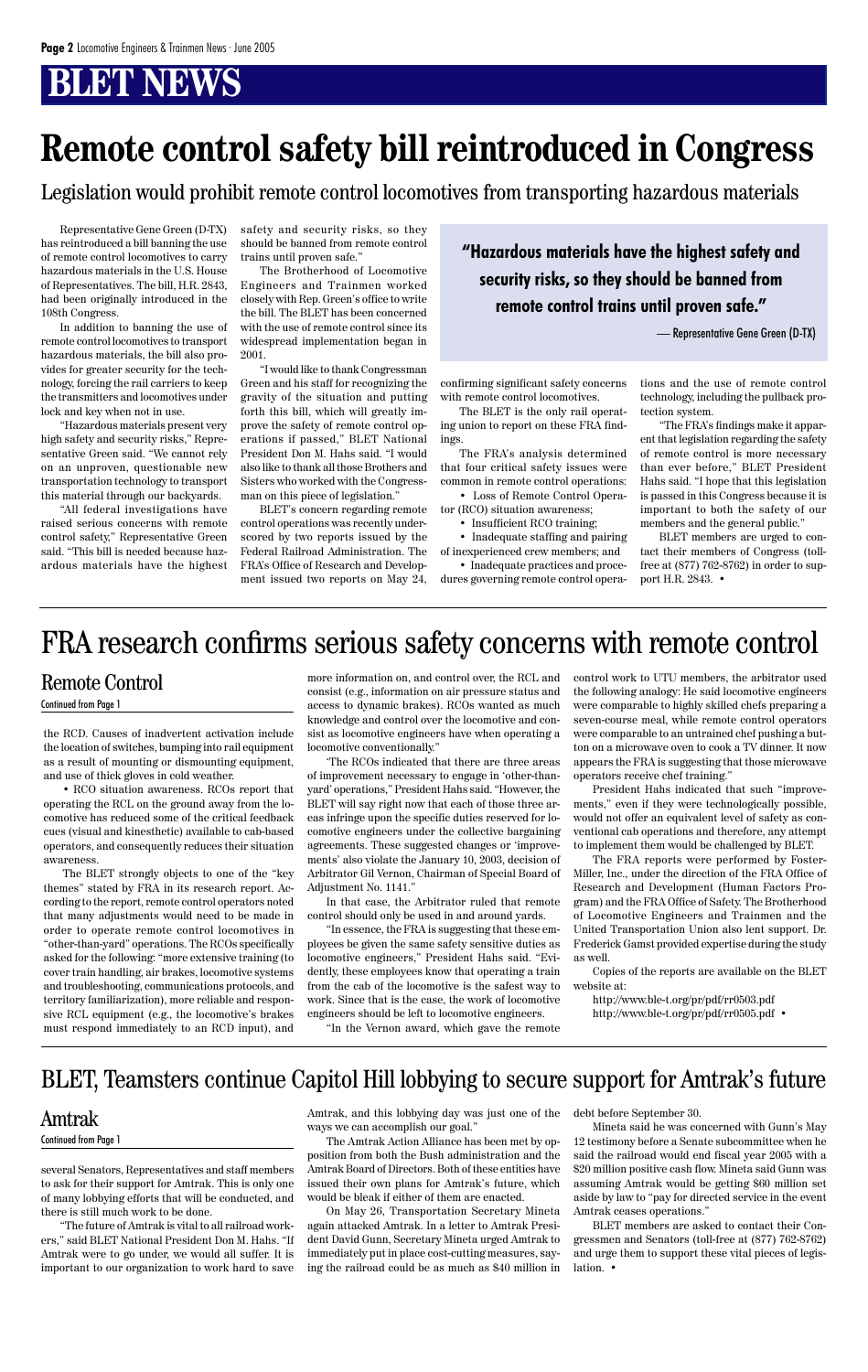# BLET NEWS

# Remote control safety bill reintroduced in Congress

## Legislation would prohibit remote control locomotives from transporting hazardous materials

Representative Gene Green (D-TX) has reintroduced a bill banning the use of remote control locomotives to carry hazardous materials in the U.S. House of Representatives. The bill, H.R. 2843, had been originally introduced in the 108th Congress.

In addition to banning the use of remote control locomotives to transport hazardous materials, the bill also provides for greater security for the technology, forcing the rail carriers to keep the transmitters and locomotives under lock and key when not in use.

"Hazardous materials present very high safety and security risks," Representative Green said. "We cannot rely on an unproven, questionable new transportation technology to transport this material through our backyards.

"All federal investigations have raised serious concerns with remote control safety," Representative Green said. "This bill is needed because hazardous materials have the highest safety and security risks, so they should be banned from remote control trains until proven safe."

The Brotherhood of Locomotive Engineers and Trainmen worked closely with Rep. Green's office to write the bill. The BLET has been concerned with the use of remote control since its widespread implementation began in 2001.

"I would like to thank Congressman Green and his staff for recognizing the gravity of the situation and putting forth this bill, which will greatly improve the safety of remote control operations if passed," BLET National President Don M. Hahs said. "I would also like to thank all those Brothers and Sisters who worked with the Congressman on this piece of legislation."

BLET's concern regarding remote control operations was recently underscored by two reports issued by the Federal Railroad Administration. The FRA's Office of Research and Development issued two reports on May 24, confirming significant safety concerns with remote control locomotives.

> **"Hazardous materials have the highest safety and security risks, so they should be banned from remote control trains until proven safe."**
>
> — Representative Gene Green (D-TX)

The BLET is the only rail operating union to report on these FRA findings.

The FRA's analysis determined that four critical safety issues were common in remote control operations:

- Loss of Remote Control Operator (RCO) situation awareness;
- Insufficient RCO training;
- Inadequate staffing and pairing of inexperienced crew members; and
- Inadequate practices and procedures governing remote control operations and the use of remote control technology, including the pullback protection system.

"The FRA's findings make it apparent that legislation regarding the safety of remote control is more necessary than ever before," BLET President Hahs said. "I hope that this legislation is passed in this Congress because it is important to both the safety of our members and the general public."

BLET members are urged to contact their members of Congress (toll-free at (877) 762-8762) in order to support H.R. 2843. •

# FRA research confirms serious safety concerns with remote control

## Remote Control

Continued from Page 1

the RCD. Causes of inadvertent activation include the location of switches, bumping into rail equipment as a result of mounting or dismounting equipment, and use of thick gloves in cold weather.

- RCO situation awareness. RCOs report that operating the RCL on the ground away from the locomotive has reduced some of the critical feedback cues (visual and kinesthetic) available to cab-based operators, and consequently reduces their situation awareness.

The BLET strongly objects to one of the "key themes" stated by FRA in its research report. According to the report, remote control operators noted that many adjustments would need to be made in order to operate remote control locomotives in "other-than-yard" operations. The RCOs specifically asked for the following: "more extensive training (to cover train handling, air brakes, locomotive systems and troubleshooting, communications protocols, and territory familiarization), more reliable and responsive RCL equipment (e.g., the locomotive's brakes must respond immediately to an RCD input), and more information on, and control over, the RCL and consist (e.g., information on air pressure status and access to dynamic brakes). RCOs wanted as much knowledge and control over the locomotive and consist as locomotive engineers have when operating a locomotive conventionally."

'The RCOs indicated that there are three areas of improvement necessary to engage in 'other-than-yard' operations," President Hahs said. "However, the BLET will say right now that each of those three areas infringe upon the specific duties reserved for locomotive engineers under the collective bargaining agreements. These suggested changes or 'improvements' also violate the January 10, 2003, decision of Arbitrator Gil Vernon, Chairman of Special Board of Adjustment No. 1141."

In that case, the Arbitrator ruled that remote control should only be used in and around yards.

"In essence, the FRA is suggesting that these employees be given the same safety sensitive duties as locomotive engineers," President Hahs said. "Evidently, these employees know that operating a train from the cab of the locomotive is the safest way to work. Since that is the case, the work of locomotive engineers should be left to locomotive engineers.

"In the Vernon award, which gave the remote control work to UTU members, the arbitrator used the following analogy: He said locomotive engineers were comparable to highly skilled chefs preparing a seven-course meal, while remote control operators were comparable to an untrained chef pushing a button on a microwave oven to cook a TV dinner. It now appears the FRA is suggesting that those microwave operators receive chef training."

President Hahs indicated that such "improvements," even if they were technologically possible, would not offer an equivalent level of safety as conventional cab operations and therefore, any attempt to implement them would be challenged by BLET.

The FRA reports were performed by Foster-Miller, Inc., under the direction of the FRA Office of Research and Development (Human Factors Program) and the FRA Office of Safety. The Brotherhood of Locomotive Engineers and Trainmen and the United Transportation Union also lent support. Dr. Frederick Gamst provided expertise during the study as well.

Copies of the reports are available on the BLET website at:

http://www.ble-t.org/pr/pdf/rr0503.pdf
http://www.ble-t.org/pr/pdf/rr0505.pdf •

# BLET, Teamsters continue Capitol Hill lobbying to secure support for Amtrak's future

## Amtrak

Continued from Page 1

several Senators, Representatives and staff members to ask for their support for Amtrak. This is only one of many lobbying efforts that will be conducted, and there is still much work to be done.

"The future of Amtrak is vital to all railroad workers," said BLET National President Don M. Hahs. "If Amtrak were to go under, we would all suffer. It is important to our organization to work hard to save Amtrak, and this lobbying day was just one of the ways we can accomplish our goal."

The Amtrak Action Alliance has been met by opposition from both the Bush administration and the Amtrak Board of Directors. Both of these entities have issued their own plans for Amtrak's future, which would be bleak if either of them are enacted.

On May 26, Transportation Secretary Mineta again attacked Amtrak. In a letter to Amtrak President David Gunn, Secretary Mineta urged Amtrak to immediately put in place cost-cutting measures, saying the railroad could be as much as $40 million in debt before September 30.

Mineta said he was concerned with Gunn's May 12 testimony before a Senate subcommittee when he said the railroad would end fiscal year 2005 with a $20 million positive cash flow. Mineta said Gunn was assuming Amtrak would be getting $60 million set aside by law to "pay for directed service in the event Amtrak ceases operations."

BLET members are asked to contact their Congressmen and Senators (toll-free at (877) 762-8762) and urge them to support these vital pieces of legislation. •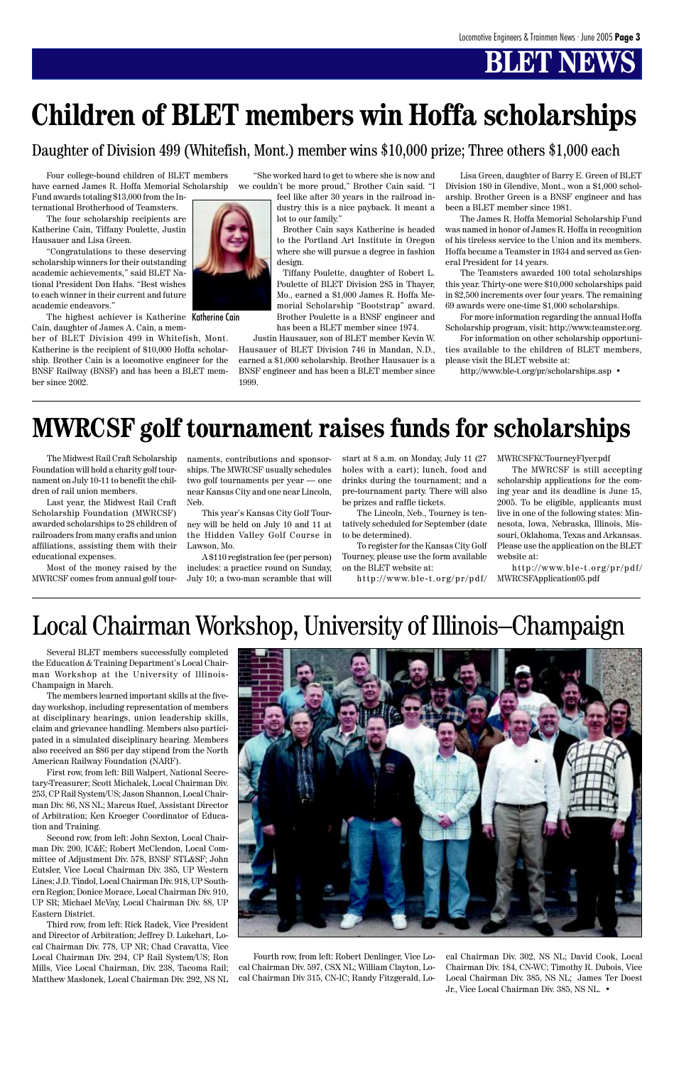# BLET NEWS

# Children of BLET members win Hoffa scholarships

## Daughter of Division 499 (Whitefish, Mont.) member wins $10,000 prize; Three others $1,000 each

Four college-bound children of BLET members have earned James R. Hoffa Memorial Scholarship Fund awards totaling $13,000 from the International Brotherhood of Teamsters.

The four scholarship recipients are Katherine Cain, Tiffany Poulette, Justin Hausauer and Lisa Green.

"Congratulations to these deserving scholarship winners for their outstanding academic achievements," said BLET National President Don Hahs. "Best wishes to each winner in their current and future academic endeavors."

The highest achiever is Katherine Cain, daughter of James A. Cain, a member of BLET Division 499 in Whitefish, Mont. Katherine is the recipient of $10,000 Hoffa scholarship. Brother Cain is a locomotive engineer for the BNSF Railway (BNSF) and has been a BLET member since 2002.

"She worked hard to get to where she is now and we couldn't be more proud," Brother Cain said. "I feel like after 30 years in the railroad industry this is a nice payback. It meant a lot to our family."

Katherine Cain

Brother Cain says Katherine is headed to the Portland Art Institute in Oregon where she will pursue a degree in fashion design.

Tiffany Poulette, daughter of Robert L. Poulette of BLET Division 285 in Thayer, Mo., earned a $1,000 James R. Hoffa Memorial Scholarship "Bootstrap" award. Brother Poulette is a BNSF engineer and has been a BLET member since 1974.

Justin Hausauer, son of BLET member Kevin W. Hausauer of BLET Division 746 in Mandan, N.D., earned a $1,000 scholarship. Brother Hausauer is a BNSF engineer and has been a BLET member since 1999.

Lisa Green, daughter of Barry E. Green of BLET Division 180 in Glendive, Mont., won a $1,000 scholarship. Brother Green is a BNSF engineer and has been a BLET member since 1981.

The James R. Hoffa Memorial Scholarship Fund was named in honor of James R. Hoffa in recognition of his tireless service to the Union and its members. Hoffa became a Teamster in 1934 and served as General President for 14 years.

The Teamsters awarded 100 total scholarships this year. Thirty-one were $10,000 scholarships paid in $2,500 increments over four years. The remaining 69 awards were one-time $1,000 scholarships.

For more information regarding the annual Hoffa Scholarship program, visit: http://www.teamster.org.

For information on other scholarship opportunities available to the children of BLET members, please visit the BLET website at:

http://www.ble-t.org/pr/scholarships.asp •

# MWRCSF golf tournament raises funds for scholarships

The Midwest Rail Craft Scholarship Foundation will hold a charity golf tournament on July 10-11 to benefit the children of rail union members.

Last year, the Midwest Rail Craft Scholarship Foundation (MWRCSF) awarded scholarships to 28 children of railroaders from many crafts and union affiliations, assisting them with their educational expenses.

Most of the money raised by the MWRCSF comes from annual golf tournaments, contributions and sponsorships. The MWRCSF usually schedules two golf tournaments per year — one near Kansas City and one near Lincoln, Neb.

This year's Kansas City Golf Tourney will be held on July 10 and 11 at the Hidden Valley Golf Course in Lawson, Mo.

A $110 registration fee (per person) includes: a practice round on Sunday, July 10; a two-man scramble that will start at 8 a.m. on Monday, July 11 (27 holes with a cart); lunch, food and drinks during the tournament; and a pre-tournament party. There will also be prizes and raffle tickets.

The Lincoln, Neb., Tourney is tentatively scheduled for September (date to be determined).

To register for the Kansas City Golf Tourney, please use the form available on the BLET website at:

http://www.ble-t.org/pr/pdf/MWRCSFKCTourneyFlyer.pdf

The MWRCSF is still accepting scholarship applications for the coming year and its deadline is June 15, 2005. To be eligible, applicants must live in one of the following states: Minnesota, Iowa, Nebraska, Illinois, Missouri, Oklahoma, Texas and Arkansas. Please use the application on the BLET website at:

http://www.ble-t.org/pr/pdf/MWRCSFApplication05.pdf

# Local Chairman Workshop, University of Illinois–Champaign

Several BLET members successfully completed the Education & Training Department's Local Chairman Workshop at the University of Illinois-Champaign in March.

The members learned important skills at the five-day workshop, including representation of members at disciplinary hearings, union leadership skills, claim and grievance handling. Members also participated in a simulated disciplinary hearing. Members also received an $86 per day stipend from the North American Railway Foundation (NARF).

First row, from left: Bill Walpert, National Secretary-Treasurer; Scott Michalek, Local Chairman Div. 253, CP Rail System/US; Jason Shannon, Local Chairman Div. 86, NS NL; Marcus Ruef, Assistant Director of Arbitration; Ken Kroeger Coordinator of Education and Training.

Second row, from left: John Sexton, Local Chairman Div. 200, IC&E; Robert McClendon, Local Committee of Adjustment Div. 578, BNSF STL&SF; John Eutsler, Vice Local Chairman Div. 385, UP Western Lines; J.D. Tindol, Local Chairman Div. 918, UP Southern Region; Donice Morace, Local Chairman Div. 910, UP SR; Michael McVay, Local Chairman Div. 88, UP Eastern District.

Third row, from left: Rick Radek, Vice President and Director of Arbitration; Jeffrey D. Lukehart, Local Chairman Div. 778, UP NR; Chad Cravatta, Vice Local Chairman Div. 294, CP Rail System/US; Ron Mills, Vice Local Chairman, Div. 238, Tacoma Rail; Matthew Maslonek, Local Chairman Div. 292, NS NL

Fourth row, from left: Robert Denlinger, Vice Local Chairman Div. 597, CSX NL; William Clayton, Local Chairman Div 315, CN-IC; Randy Fitzgerald, Local Chairman Div. 302, NS NL; David Cook, Local Chairman Div. 184, CN-WC; Timothy R. Dubois, Vice Local Chairman Div. 385, NS NL; James Ter Doest Jr., Vice Local Chairman Div. 385, NS NL. •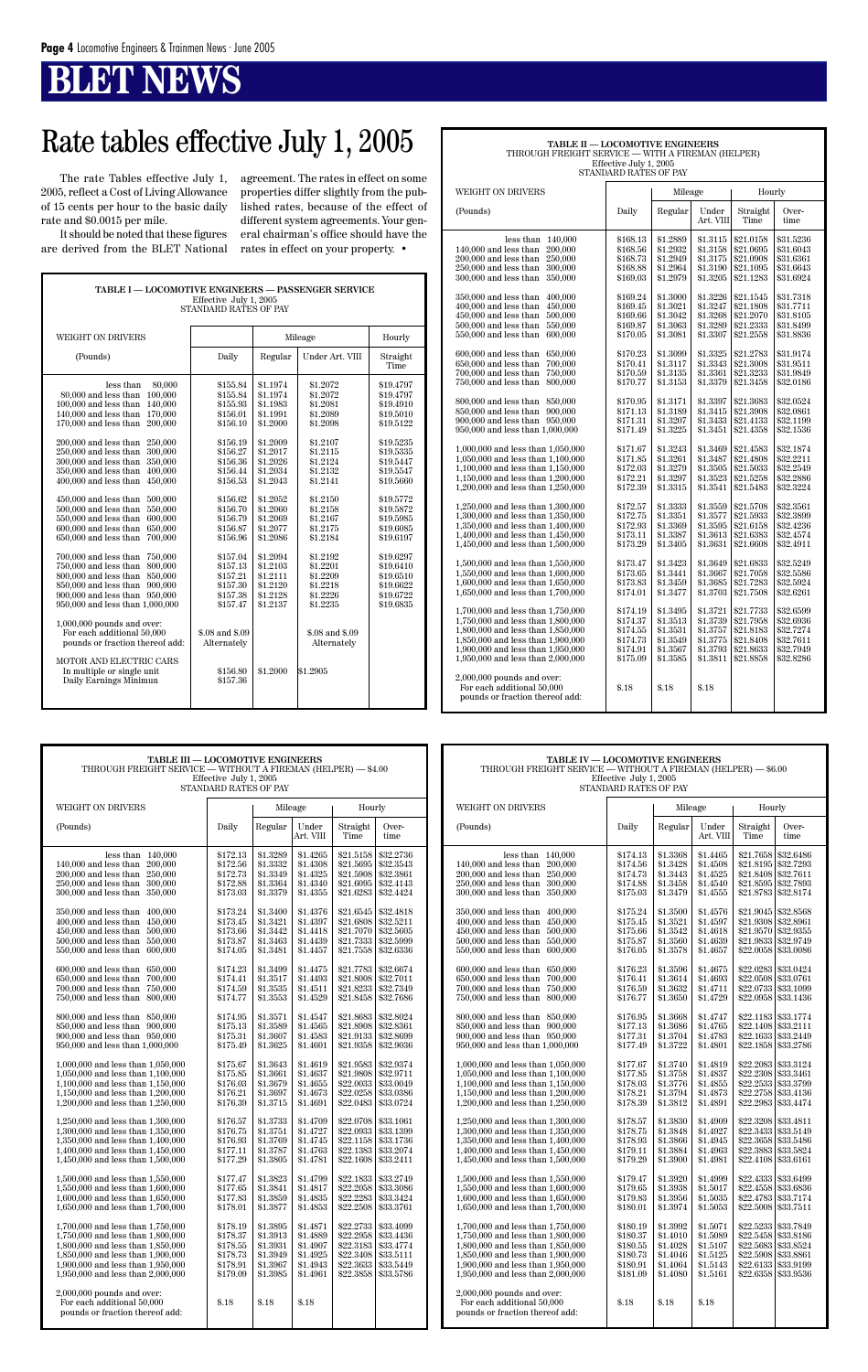# BLET NEWS

# Rate tables effective July 1, 2005

The rate Tables effective July 1, 2005, reflect a Cost of Living Allowance of 15 cents per hour to the basic daily rate and $0.0015 per mile.

It should be noted that these figures are derived from the BLET National agreement. The rates in effect on some properties differ slightly from the published rates, because of the effect of different system agreements. Your general chairman's office should have the rates in effect on your property. •

**TABLE I — LOCOMOTIVE ENGINEERS — PASSENGER SERVICE**
Effective July 1, 2005
STANDARD RATES OF PAY

| WEIGHT ON DRIVERS | | Mileage | | Hourly |
|---|---|---|---|---|
| (Pounds) | Daily | Regular | Under Art. VIII | Straight Time |
| less than 80,000 | $155.84 | $1.1974 | $1.2072 | $19.4797 |
| 80,000 and less than 100,000 | $155.84 | $1.1974 | $1.2072 | $19.4797 |
| 100,000 and less than 140,000 | $155.93 | $1.1983 | $1.2081 | $19.4910 |
| 140,000 and less than 170,000 | $156.01 | $1.1991 | $1.2089 | $19.5010 |
| 170,000 and less than 200,000 | $156.10 | $1.2000 | $1.2098 | $19.5122 |
| 200,000 and less than 250,000 | $156.19 | $1.2009 | $1.2107 | $19.5235 |
| 250,000 and less than 300,000 | $156.27 | $1.2017 | $1.2115 | $19.5335 |
| 300,000 and less than 350,000 | $156.36 | $1.2026 | $1.2124 | $19.5447 |
| 350,000 and less than 400,000 | $156.44 | $1.2034 | $1.2132 | $19.5547 |
| 400,000 and less than 450,000 | $156.53 | $1.2043 | $1.2141 | $19.5660 |
| 450,000 and less than 500,000 | $156.62 | $1.2052 | $1.2150 | $19.5772 |
| 500,000 and less than 550,000 | $156.70 | $1.2060 | $1.2158 | $19.5872 |
| 550,000 and less than 600,000 | $156.79 | $1.2069 | $1.2167 | $19.5985 |
| 600,000 and less than 650,000 | $156.87 | $1.2077 | $1.2175 | $19.6085 |
| 650,000 and less than 700,000 | $156.96 | $1.2086 | $1.2184 | $19.6197 |
| 700,000 and less than 750,000 | $157.04 | $1.2094 | $1.2192 | $19.6297 |
| 750,000 and less than 800,000 | $157.13 | $1.2103 | $1.2201 | $19.6410 |
| 800,000 and less than 850,000 | $157.21 | $1.2111 | $1.2209 | $19.6510 |
| 850,000 and less than 900,000 | $157.30 | $1.2120 | $1.2218 | $19.6622 |
| 900,000 and less than 950,000 | $157.38 | $1.2128 | $1.2226 | $19.6722 |
| 950,000 and less than 1,000,000 | $157.47 | $1.2137 | $1.2235 | $19.6835 |
| 1,000,000 pounds and over: For each additional 50,000 pounds or fraction thereof add: | $.08 and $.09 Alternately | | $.08 and $.09 Alternately | |
| MOTOR AND ELECTRIC CARS In multiple or single unit | $156.80 | $1.2000 | $1.2905 | |
| Daily Earnings Minimun | $157.36 | | | |

**TABLE II — LOCOMOTIVE ENGINEERS**
THROUGH FREIGHT SERVICE — WITH A FIREMAN (HELPER)
Effective July 1, 2005
STANDARD RATES OF PAY

| WEIGHT ON DRIVERS | | Mileage | | Hourly | |
|---|---|---|---|---|---|
| (Pounds) | Daily | Regular | Under Art. VIII | Straight Time | Over-time |
| less than 140,000 | $168.13 | $1.2889 | $1.3115 | $21.0158 | $31.5236 |
| 140,000 and less than 200,000 | $168.56 | $1.2932 | $1.3158 | $21.0695 | $31.6043 |
| 200,000 and less than 250,000 | $168.73 | $1.2949 | $1.3175 | $21.0908 | $31.6361 |
| 250,000 and less than 300,000 | $168.88 | $1.2964 | $1.3190 | $21.1095 | $31.6643 |
| 300,000 and less than 350,000 | $169.03 | $1.2979 | $1.3205 | $21.1283 | $31.6924 |
| 350,000 and less than 400,000 | $169.24 | $1.3000 | $1.3226 | $21.1545 | $31.7318 |
| 400,000 and less than 450,000 | $169.45 | $1.3021 | $1.3247 | $21.1808 | $31.7711 |
| 450,000 and less than 500,000 | $169.66 | $1.3042 | $1.3268 | $21.2070 | $31.8105 |
| 500,000 and less than 550,000 | $169.87 | $1.3063 | $1.3289 | $21.2333 | $31.8499 |
| 550,000 and less than 600,000 | $170.05 | $1.3081 | $1.3307 | $21.2558 | $31.8836 |
| 600,000 and less than 650,000 | $170.23 | $1.3099 | $1.3325 | $21.2783 | $31.9174 |
| 650,000 and less than 700,000 | $170.41 | $1.3117 | $1.3343 | $21.3008 | $31.9511 |
| 700,000 and less than 750,000 | $170.59 | $1.3135 | $1.3361 | $21.3233 | $31.9849 |
| 750,000 and less than 800,000 | $170.77 | $1.3153 | $1.3379 | $21.3458 | $32.0186 |
| 800,000 and less than 850,000 | $170.95 | $1.3171 | $1.3397 | $21.3683 | $32.0524 |
| 850,000 and less than 900,000 | $171.13 | $1.3189 | $1.3415 | $21.3908 | $32.0861 |
| 900,000 and less than 950,000 | $171.31 | $1.3207 | $1.3433 | $21.4133 | $32.1199 |
| 950,000 and less than 1,000,000 | $171.49 | $1.3225 | $1.3451 | $21.4358 | $32.1536 |
| 1,000,000 and less than 1,050,000 | $171.67 | $1.3243 | $1.3469 | $21.4583 | $32.1874 |
| 1,050,000 and less than 1,100,000 | $171.85 | $1.3261 | $1.3487 | $21.4808 | $32.2211 |
| 1,100,000 and less than 1,150,000 | $172.03 | $1.3279 | $1.3505 | $21.5033 | $32.2549 |
| 1,150,000 and less than 1,200,000 | $172.21 | $1.3297 | $1.3523 | $21.5258 | $32.2886 |
| 1,200,000 and less than 1,250,000 | $172.39 | $1.3315 | $1.3541 | $21.5483 | $32.3224 |
| 1,250,000 and less than 1,300,000 | $172.57 | $1.3333 | $1.3559 | $21.5708 | $32.3561 |
| 1,300,000 and less than 1,350,000 | $172.75 | $1.3351 | $1.3577 | $21.5933 | $32.3899 |
| 1,350,000 and less than 1,400,000 | $172.93 | $1.3369 | $1.3595 | $21.6158 | $32.4236 |
| 1,400,000 and less than 1,450,000 | $173.11 | $1.3387 | $1.3613 | $21.6383 | $32.4574 |
| 1,450,000 and less than 1,500,000 | $173.29 | $1.3405 | $1.3631 | $21.6608 | $32.4911 |
| 1,500,000 and less than 1,550,000 | $173.47 | $1.3423 | $1.3649 | $21.6833 | $32.5249 |
| 1,550,000 and less than 1,600,000 | $173.65 | $1.3441 | $1.3667 | $21.7058 | $32.5586 |
| 1,600,000 and less than 1,650,000 | $173.83 | $1.3459 | $1.3685 | $21.7283 | $32.5924 |
| 1,650,000 and less than 1,700,000 | $174.01 | $1.3477 | $1.3703 | $21.7508 | $32.6261 |
| 1,700,000 and less than 1,750,000 | $174.19 | $1.3495 | $1.3721 | $21.7733 | $32.6599 |
| 1,750,000 and less than 1,800,000 | $174.37 | $1.3513 | $1.3739 | $21.7958 | $32.6936 |
| 1,800,000 and less than 1,850,000 | $174.55 | $1.3531 | $1.3757 | $21.8183 | $32.7274 |
| 1,850,000 and less than 1,900,000 | $174.73 | $1.3549 | $1.3775 | $21.8408 | $32.7611 |
| 1,900,000 and less than 1,950,000 | $174.91 | $1.3567 | $1.3793 | $21.8633 | $32.7949 |
| 1,950,000 and less than 2,000,000 | $175.09 | $1.3585 | $1.3811 | $21.8858 | $32.8286 |
| 2,000,000 pounds and over: For each additional 50,000 pounds or fraction thereof add: | $.18 | $.18 | $.18 | | |

**TABLE III — LOCOMOTIVE ENGINEERS**
THROUGH FREIGHT SERVICE — WITHOUT A FIREMAN (HELPER) — $4.00
Effective July 1, 2005
STANDARD RATES OF PAY

| WEIGHT ON DRIVERS | | Mileage | | Hourly | |
|---|---|---|---|---|---|
| (Pounds) | Daily | Regular | Under Art. VIII | Straight Time | Over-time |
| less than 140,000 | $172.13 | $1.3289 | $1.4265 | $21.5158 | $32.2736 |
| 140,000 and less than 200,000 | $172.56 | $1.3332 | $1.4308 | $21.5695 | $32.3543 |
| 200,000 and less than 250,000 | $172.73 | $1.3349 | $1.4325 | $21.5908 | $32.3861 |
| 250,000 and less than 300,000 | $172.88 | $1.3364 | $1.4340 | $21.6095 | $32.4143 |
| 300,000 and less than 350,000 | $173.03 | $1.3379 | $1.4355 | $21.6283 | $32.4424 |
| 350,000 and less than 400,000 | $173.24 | $1.3400 | $1.4376 | $21.6545 | $32.4818 |
| 400,000 and less than 450,000 | $173.45 | $1.3421 | $1.4397 | $21.6808 | $32.5211 |
| 450,000 and less than 500,000 | $173.66 | $1.3442 | $1.4418 | $21.7070 | $32.5605 |
| 500,000 and less than 550,000 | $173.87 | $1.3463 | $1.4439 | $21.7333 | $32.5999 |
| 550,000 and less than 600,000 | $174.05 | $1.3481 | $1.4457 | $21.7558 | $32.6336 |
| 600,000 and less than 650,000 | $174.23 | $1.3499 | $1.4475 | $21.7783 | $32.6674 |
| 650,000 and less than 700,000 | $174.41 | $1.3517 | $1.4493 | $21.8008 | $32.7011 |
| 700,000 and less than 750,000 | $174.59 | $1.3535 | $1.4511 | $21.8233 | $32.7349 |
| 750,000 and less than 800,000 | $174.77 | $1.3553 | $1.4529 | $21.8458 | $32.7686 |
| 800,000 and less than 850,000 | $174.95 | $1.3571 | $1.4547 | $21.8683 | $32.8024 |
| 850,000 and less than 900,000 | $175.13 | $1.3589 | $1.4565 | $21.8908 | $32.8361 |
| 900,000 and less than 950,000 | $175.31 | $1.3607 | $1.4583 | $21.9133 | $32.8699 |
| 950,000 and less than 1,000,000 | $175.49 | $1.3625 | $1.4601 | $21.9358 | $32.9036 |
| 1,000,000 and less than 1,050,000 | $175.67 | $1.3643 | $1.4619 | $21.9583 | $32.9374 |
| 1,050,000 and less than 1,100,000 | $175.85 | $1.3661 | $1.4637 | $21.9808 | $32.9711 |
| 1,100,000 and less than 1,150,000 | $176.03 | $1.3679 | $1.4655 | $22.0033 | $33.0049 |
| 1,150,000 and less than 1,200,000 | $176.21 | $1.3697 | $1.4673 | $22.0258 | $33.0386 |
| 1,200,000 and less than 1,250,000 | $176.39 | $1.3715 | $1.4691 | $22.0483 | $33.0724 |
| 1,250,000 and less than 1,300,000 | $176.57 | $1.3733 | $1.4709 | $22.0708 | $33.1061 |
| 1,300,000 and less than 1,350,000 | $176.75 | $1.3751 | $1.4727 | $22.0933 | $33.1399 |
| 1,350,000 and less than 1,400,000 | $176.93 | $1.3769 | $1.4745 | $22.1158 | $33.1736 |
| 1,400,000 and less than 1,450,000 | $177.11 | $1.3787 | $1.4763 | $22.1383 | $33.2074 |
| 1,450,000 and less than 1,500,000 | $177.29 | $1.3805 | $1.4781 | $22.1608 | $33.2411 |
| 1,500,000 and less than 1,550,000 | $177.47 | $1.3823 | $1.4799 | $22.1833 | $33.2749 |
| 1,550,000 and less than 1,600,000 | $177.65 | $1.3841 | $1.4817 | $22.2058 | $33.3086 |
| 1,600,000 and less than 1,650,000 | $177.83 | $1.3859 | $1.4835 | $22.2283 | $33.3424 |
| 1,650,000 and less than 1,700,000 | $178.01 | $1.3877 | $1.4853 | $22.2508 | $33.3761 |
| 1,700,000 and less than 1,750,000 | $178.19 | $1.3895 | $1.4871 | $22.2733 | $33.4099 |
| 1,750,000 and less than 1,800,000 | $178.37 | $1.3913 | $1.4889 | $22.2958 | $33.4436 |
| 1,800,000 and less than 1,850,000 | $178.55 | $1.3931 | $1.4907 | $22.3183 | $33.4774 |
| 1,850,000 and less than 1,900,000 | $178.73 | $1.3949 | $1.4925 | $22.3408 | $33.5111 |
| 1,900,000 and less than 1,950,000 | $178.91 | $1.3967 | $1.4943 | $22.3633 | $33.5449 |
| 1,950,000 and less than 2,000,000 | $179.09 | $1.3985 | $1.4961 | $22.3858 | $33.5786 |
| 2,000,000 pounds and over: For each additional 50,000 pounds or fraction thereof add: | $.18 | $.18 | $.18 | | |

**TABLE IV — LOCOMOTIVE ENGINEERS**
THROUGH FREIGHT SERVICE — WITHOUT A FIREMAN (HELPER) — $6.00
Effective July 1, 2005
STANDARD RATES OF PAY

| WEIGHT ON DRIVERS | | Mileage | | Hourly | |
|---|---|---|---|---|---|
| (Pounds) | Daily | Regular | Under Art. VIII | Straight Time | Over-time |
| less than 140,000 | $174.13 | $1.3368 | $1.4465 | $21.7658 | $32.6486 |
| 140,000 and less than 200,000 | $174.56 | $1.3428 | $1.4508 | $21.8195 | $32.7293 |
| 200,000 and less than 250,000 | $174.73 | $1.3443 | $1.4525 | $21.8408 | $32.7611 |
| 250,000 and less than 300,000 | $174.88 | $1.3458 | $1.4540 | $21.8595 | $32.7893 |
| 300,000 and less than 350,000 | $175.03 | $1.3479 | $1.4555 | $21.8783 | $32.8174 |
| 350,000 and less than 400,000 | $175.24 | $1.3500 | $1.4576 | $21.9045 | $32.8568 |
| 400,000 and less than 450,000 | $175.45 | $1.3521 | $1.4597 | $21.9308 | $32.8961 |
| 450,000 and less than 500,000 | $175.66 | $1.3542 | $1.4618 | $21.9570 | $32.9355 |
| 500,000 and less than 550,000 | $175.87 | $1.3560 | $1.4639 | $21.9833 | $32.9749 |
| 550,000 and less than 600,000 | $176.05 | $1.3578 | $1.4657 | $22.0058 | $33.0086 |
| 600,000 and less than 650,000 | $176.23 | $1.3596 | $1.4675 | $22.0283 | $33.0424 |
| 650,000 and less than 700,000 | $176.41 | $1.3614 | $1.4693 | $22.0508 | $33.0761 |
| 700,000 and less than 750,000 | $176.59 | $1.3632 | $1.4711 | $22.0733 | $33.1099 |
| 750,000 and less than 800,000 | $176.77 | $1.3650 | $1.4729 | $22.0958 | $33.1436 |
| 800,000 and less than 850,000 | $176.95 | $1.3668 | $1.4747 | $22.1183 | $33.1774 |
| 850,000 and less than 900,000 | $177.13 | $1.3686 | $1.4765 | $22.1408 | $33.2111 |
| 900,000 and less than 950,000 | $177.31 | $1.3704 | $1.4783 | $22.1633 | $33.2449 |
| 950,000 and less than 1,000,000 | $177.49 | $1.3722 | $1.4801 | $22.1858 | $33.2786 |
| 1,000,000 and less than 1,050,000 | $177.67 | $1.3740 | $1.4819 | $22.2083 | $33.3124 |
| 1,050,000 and less than 1,100,000 | $177.85 | $1.3758 | $1.4837 | $22.2308 | $33.3461 |
| 1,100,000 and less than 1,150,000 | $178.03 | $1.3776 | $1.4855 | $22.2533 | $33.3799 |
| 1,150,000 and less than 1,200,000 | $178.21 | $1.3794 | $1.4873 | $22.2758 | $33.4136 |
| 1,200,000 and less than 1,250,000 | $178.39 | $1.3812 | $1.4891 | $22.2983 | $33.4474 |
| 1,250,000 and less than 1,300,000 | $178.57 | $1.3830 | $1.4909 | $22.3208 | $33.4811 |
| 1,300,000 and less than 1,350,000 | $178.75 | $1.3848 | $1.4927 | $22.3433 | $33.5149 |
| 1,350,000 and less than 1,400,000 | $178.93 | $1.3866 | $1.4945 | $22.3658 | $33.5486 |
| 1,400,000 and less than 1,450,000 | $179.11 | $1.3884 | $1.4963 | $22.3883 | $33.5824 |
| 1,450,000 and less than 1,500,000 | $179.29 | $1.3900 | $1.4981 | $22.4108 | $33.6161 |
| 1,500,000 and less than 1,550,000 | $179.47 | $1.3920 | $1.4999 | $22.4333 | $33.6499 |
| 1,550,000 and less than 1,600,000 | $179.65 | $1.3938 | $1.5017 | $22.4558 | $33.6836 |
| 1,600,000 and less than 1,650,000 | $179.83 | $1.3956 | $1.5035 | $22.4783 | $33.7174 |
| 1,650,000 and less than 1,700,000 | $180.01 | $1.3974 | $1.5053 | $22.5008 | $33.7511 |
| 1,700,000 and less than 1,750,000 | $180.19 | $1.3992 | $1.5071 | $22.5233 | $33.7849 |
| 1,750,000 and less than 1,800,000 | $180.37 | $1.4010 | $1.5089 | $22.5458 | $33.8186 |
| 1,800,000 and less than 1,850,000 | $180.55 | $1.4028 | $1.5107 | $22.5683 | $33.8524 |
| 1,850,000 and less than 1,900,000 | $180.73 | $1.4046 | $1.5125 | $22.5908 | $33.8861 |
| 1,900,000 and less than 1,950,000 | $180.91 | $1.4064 | $1.5143 | $22.6133 | $33.9199 |
| 1,950,000 and less than 2,000,000 | $181.09 | $1.4080 | $1.5161 | $22.6358 | $33.9536 |
| 2,000,000 pounds and over: For each additional 50,000 pounds or fraction thereof add: | $.18 | $.18 | $.18 | | |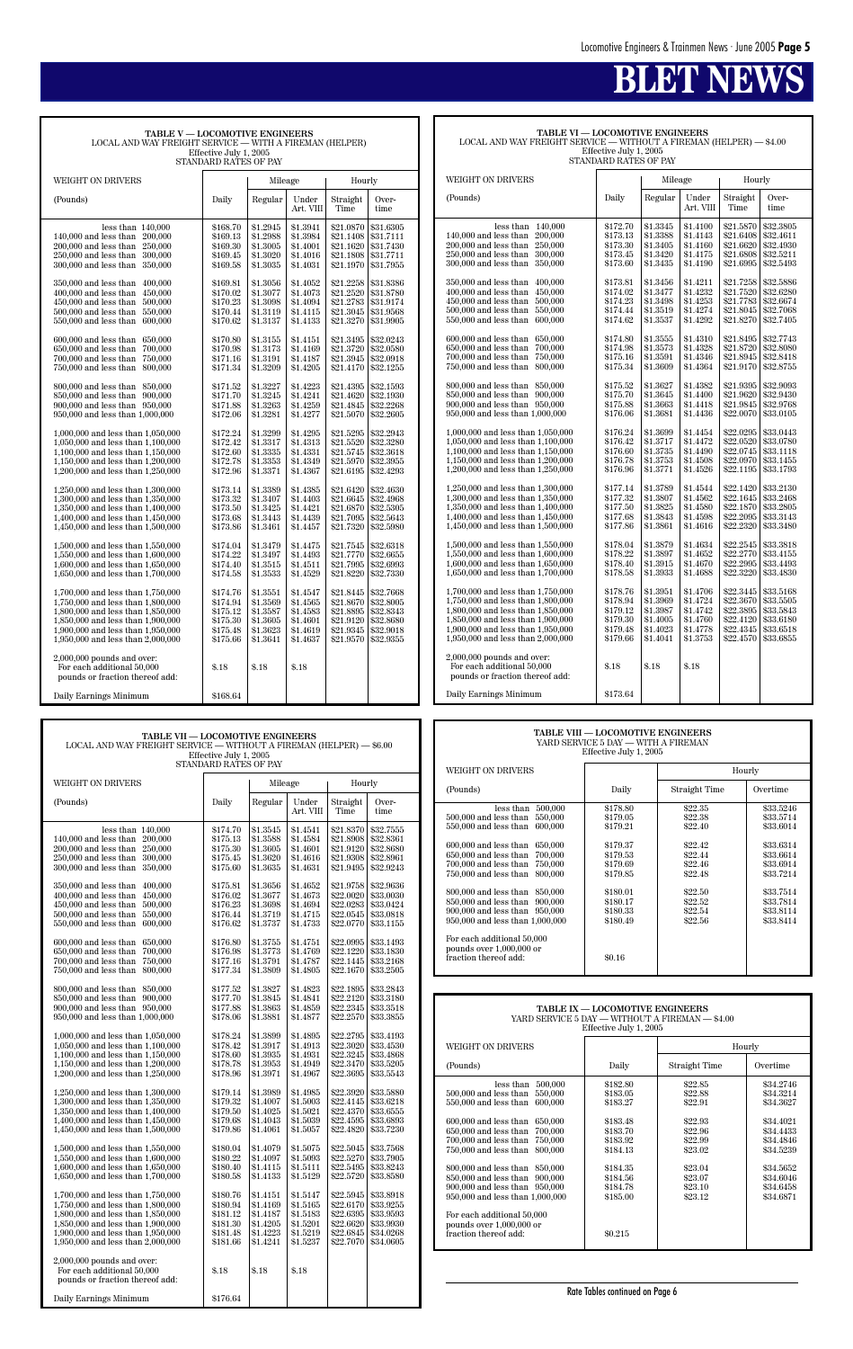# BLET NEWS

## TABLE V — LOCOMOTIVE ENGINEERS
LOCAL AND WAY FREIGHT SERVICE — WITH A FIREMAN (HELPER)
Effective July 1, 2005
STANDARD RATES OF PAY

| WEIGHT ON DRIVERS | | Mileage | | Hourly | |
|---|---|---|---|---|---|
| (Pounds) | Daily | Regular | Under Art. VIII | Straight Time | Over-time |
| less than 140,000 | $168.70 | $1.2945 | $1.3941 | $21.0870 | $31.6305 |
| 140,000 and less than 200,000 | $169.13 | $1.2988 | $1.3984 | $21.1408 | $31.7111 |
| 200,000 and less than 250,000 | $169.30 | $1.3005 | $1.4001 | $21.1620 | $31.7430 |
| 250,000 and less than 300,000 | $169.45 | $1.3020 | $1.4016 | $21.1808 | $31.7711 |
| 300,000 and less than 350,000 | $169.58 | $1.3035 | $1.4031 | $21.1970 | $31.7955 |
| 350,000 and less than 400,000 | $169.81 | $1.3056 | $1.4052 | $21.2258 | $31.8386 |
| 400,000 and less than 450,000 | $170.02 | $1.3077 | $1.4073 | $21.2520 | $31.8780 |
| 450,000 and less than 500,000 | $170.23 | $1.3098 | $1.4094 | $21.2783 | $31.9174 |
| 500,000 and less than 550,000 | $170.44 | $1.3119 | $1.4115 | $21.3045 | $31.9568 |
| 550,000 and less than 600,000 | $170.62 | $1.3137 | $1.4133 | $21.3270 | $31.9905 |
| 600,000 and less than 650,000 | $170.80 | $1.3155 | $1.4151 | $21.3495 | $32.0243 |
| 650,000 and less than 700,000 | $170.98 | $1.3173 | $1.4169 | $21.3720 | $32.0580 |
| 700,000 and less than 750,000 | $171.16 | $1.3191 | $1.4187 | $21.3945 | $32.0918 |
| 750,000 and less than 800,000 | $171.34 | $1.3209 | $1.4205 | $21.4170 | $32.1255 |
| 800,000 and less than 850,000 | $171.52 | $1.3227 | $1.4223 | $21.4395 | $32.1593 |
| 850,000 and less than 900,000 | $171.70 | $1.3245 | $1.4241 | $21.4620 | $32.1930 |
| 900,000 and less than 950,000 | $171.88 | $1.3263 | $1.4259 | $21.4845 | $32.2268 |
| 950,000 and less than 1,000,000 | $172.06 | $1.3281 | $1.4277 | $21.5070 | $32.2605 |
| 1,000,000 and less than 1,050,000 | $172.24 | $1.3299 | $1.4295 | $21.5295 | $32.2943 |
| 1,050,000 and less than 1,100,000 | $172.42 | $1.3317 | $1.4313 | $21.5520 | $32.3280 |
| 1,100,000 and less than 1,150,000 | $172.60 | $1.3335 | $1.4331 | $21.5745 | $32.3618 |
| 1,150,000 and less than 1,200,000 | $172.78 | $1.3353 | $1.4349 | $21.5970 | $32.3955 |
| 1,200,000 and less than 1,250,000 | $172.96 | $1.3371 | $1.4367 | $21.6195 | $32.4293 |
| 1,250,000 and less than 1,300,000 | $173.14 | $1.3389 | $1.4385 | $21.6420 | $32.4630 |
| 1,300,000 and less than 1,350,000 | $173.32 | $1.3407 | $1.4403 | $21.6645 | $32.4968 |
| 1,350,000 and less than 1,400,000 | $173.50 | $1.3425 | $1.4421 | $21.6870 | $32.5305 |
| 1,400,000 and less than 1,450,000 | $173.68 | $1.3443 | $1.4439 | $21.7095 | $32.5643 |
| 1,450,000 and less than 1,500,000 | $173.86 | $1.3461 | $1.4457 | $21.7320 | $32.5980 |
| 1,500,000 and less than 1,550,000 | $174.04 | $1.3479 | $1.4475 | $21.7545 | $32.6318 |
| 1,550,000 and less than 1,600,000 | $174.22 | $1.3497 | $1.4493 | $21.7770 | $32.6655 |
| 1,600,000 and less than 1,650,000 | $174.40 | $1.3515 | $1.4511 | $21.7995 | $32.6993 |
| 1,650,000 and less than 1,700,000 | $174.58 | $1.3533 | $1.4529 | $21.8220 | $32.7330 |
| 1,700,000 and less than 1,750,000 | $174.76 | $1.3551 | $1.4547 | $21.8445 | $32.7668 |
| 1,750,000 and less than 1,800,000 | $174.94 | $1.3569 | $1.4565 | $21.8670 | $32.8005 |
| 1,800,000 and less than 1,850,000 | $175.12 | $1.3587 | $1.4583 | $21.8895 | $32.8343 |
| 1,850,000 and less than 1,900,000 | $175.30 | $1.3605 | $1.4601 | $21.9120 | $32.8680 |
| 1,900,000 and less than 1,950,000 | $175.48 | $1.3623 | $1.4619 | $21.9345 | $32.9018 |
| 1,950,000 and less than 2,000,000 | $175.66 | $1.3641 | $1.4637 | $21.9570 | $32.9355 |
| 2,000,000 pounds and over: For each additional 50,000 pounds or fraction thereof add: | $.18 | $.18 | $.18 | | |
| Daily Earnings Minimum | $168.64 | | | | |

## TABLE VI — LOCOMOTIVE ENGINEERS
LOCAL AND WAY FREIGHT SERVICE — WITHOUT A FIREMAN (HELPER) — $4.00
Effective July 1, 2005
STANDARD RATES OF PAY

| WEIGHT ON DRIVERS | | Mileage | | Hourly | |
|---|---|---|---|---|---|
| (Pounds) | Daily | Regular | Under Art. VIII | Straight Time | Over-time |
| less than 140,000 | $172.70 | $1.3345 | $1.4100 | $21.5870 | $32.3805 |
| 140,000 and less than 200,000 | $173.13 | $1.3388 | $1.4143 | $21.6408 | $32.4611 |
| 200,000 and less than 250,000 | $173.30 | $1.3405 | $1.4160 | $21.6620 | $32.4930 |
| 250,000 and less than 300,000 | $173.45 | $1.3420 | $1.4175 | $21.6808 | $32.5211 |
| 300,000 and less than 350,000 | $173.60 | $1.3435 | $1.4190 | $21.6995 | $32.5493 |
| 350,000 and less than 400,000 | $173.81 | $1.3456 | $1.4211 | $21.7258 | $32.5886 |
| 400,000 and less than 450,000 | $174.02 | $1.3477 | $1.4232 | $21.7520 | $32.6280 |
| 450,000 and less than 500,000 | $174.23 | $1.3498 | $1.4253 | $21.7783 | $32.6674 |
| 500,000 and less than 550,000 | $174.44 | $1.3519 | $1.4274 | $21.8045 | $32.7068 |
| 550,000 and less than 600,000 | $174.62 | $1.3537 | $1.4292 | $21.8270 | $32.7405 |
| 600,000 and less than 650,000 | $174.80 | $1.3555 | $1.4310 | $21.8495 | $32.7743 |
| 650,000 and less than 700,000 | $174.98 | $1.3573 | $1.4328 | $21.8720 | $32.8080 |
| 700,000 and less than 750,000 | $175.16 | $1.3591 | $1.4346 | $21.8945 | $32.8418 |
| 750,000 and less than 800,000 | $175.34 | $1.3609 | $1.4364 | $21.9170 | $32.8755 |
| 800,000 and less than 850,000 | $175.52 | $1.3627 | $1.4382 | $21.9395 | $32.9093 |
| 850,000 and less than 900,000 | $175.70 | $1.3645 | $1.4400 | $21.9620 | $32.9430 |
| 900,000 and less than 950,000 | $175.88 | $1.3663 | $1.4418 | $21.9845 | $32.9768 |
| 950,000 and less than 1,000,000 | $176.06 | $1.3681 | $1.4436 | $22.0070 | $33.0105 |
| 1,000,000 and less than 1,050,000 | $176.24 | $1.3699 | $1.4454 | $22.0295 | $33.0443 |
| 1,050,000 and less than 1,100,000 | $176.42 | $1.3717 | $1.4472 | $22.0520 | $33.0780 |
| 1,100,000 and less than 1,150,000 | $176.60 | $1.3735 | $1.4490 | $22.0745 | $33.1118 |
| 1,150,000 and less than 1,200,000 | $176.78 | $1.3753 | $1.4508 | $22.0970 | $33.1455 |
| 1,200,000 and less than 1,250,000 | $176.96 | $1.3771 | $1.4526 | $22.1195 | $33.1793 |
| 1,250,000 and less than 1,300,000 | $177.14 | $1.3789 | $1.4544 | $22.1420 | $33.2130 |
| 1,300,000 and less than 1,350,000 | $177.32 | $1.3807 | $1.4562 | $22.1645 | $33.2468 |
| 1,350,000 and less than 1,400,000 | $177.50 | $1.3825 | $1.4580 | $22.1870 | $33.2805 |
| 1,400,000 and less than 1,450,000 | $177.68 | $1.3843 | $1.4598 | $22.2095 | $33.3143 |
| 1,450,000 and less than 1,500,000 | $177.86 | $1.3861 | $1.4616 | $22.2320 | $33.3480 |
| 1,500,000 and less than 1,550,000 | $178.04 | $1.3879 | $1.4634 | $22.2545 | $33.3818 |
| 1,550,000 and less than 1,600,000 | $178.22 | $1.3897 | $1.4652 | $22.2770 | $33.4155 |
| 1,600,000 and less than 1,650,000 | $178.40 | $1.3915 | $1.4670 | $22.2995 | $33.4493 |
| 1,650,000 and less than 1,700,000 | $178.58 | $1.3933 | $1.4688 | $22.3220 | $33.4830 |
| 1,700,000 and less than 1,750,000 | $178.76 | $1.3951 | $1.4706 | $22.3445 | $33.5168 |
| 1,750,000 and less than 1,800,000 | $178.94 | $1.3969 | $1.4724 | $22.3670 | $33.5505 |
| 1,800,000 and less than 1,850,000 | $179.12 | $1.3987 | $1.4742 | $22.3895 | $33.5843 |
| 1,850,000 and less than 1,900,000 | $179.30 | $1.4005 | $1.4760 | $22.4120 | $33.6180 |
| 1,900,000 and less than 1,950,000 | $179.48 | $1.4023 | $1.4778 | $22.4345 | $33.6518 |
| 1,950,000 and less than 2,000,000 | $179.66 | $1.4041 | $1.3753 | $22.4570 | $33.6855 |
| 2,000,000 pounds and over: For each additional 50,000 pounds or fraction thereof add: | $.18 | $.18 | $.18 | | |
| Daily Earnings Minimum | $173.64 | | | | |

## TABLE VII — LOCOMOTIVE ENGINEERS
LOCAL AND WAY FREIGHT SERVICE — WITHOUT A FIREMAN (HELPER) — $6.00
Effective July 1, 2005
STANDARD RATES OF PAY

| WEIGHT ON DRIVERS | | Mileage | | Hourly | |
|---|---|---|---|---|---|
| (Pounds) | Daily | Regular | Under Art. VIII | Straight Time | Over-time |
| less than 140,000 | $174.70 | $1.3545 | $1.4541 | $21.8370 | $32.7555 |
| 140,000 and less than 200,000 | $175.13 | $1.3588 | $1.4584 | $21.8908 | $32.8361 |
| 200,000 and less than 250,000 | $175.30 | $1.3605 | $1.4601 | $21.9120 | $32.8680 |
| 250,000 and less than 300,000 | $175.45 | $1.3620 | $1.4616 | $21.9308 | $32.8961 |
| 300,000 and less than 350,000 | $175.60 | $1.3635 | $1.4631 | $21.9495 | $32.9243 |
| 350,000 and less than 400,000 | $175.81 | $1.3656 | $1.4652 | $21.9758 | $32.9636 |
| 400,000 and less than 450,000 | $176.02 | $1.3677 | $1.4673 | $22.0020 | $33.0030 |
| 450,000 and less than 500,000 | $176.23 | $1.3698 | $1.4694 | $22.0283 | $33.0424 |
| 500,000 and less than 550,000 | $176.44 | $1.3719 | $1.4715 | $22.0545 | $33.0818 |
| 550,000 and less than 600,000 | $176.62 | $1.3737 | $1.4733 | $22.0770 | $33.1155 |
| 600,000 and less than 650,000 | $176.80 | $1.3755 | $1.4751 | $22.0995 | $33.1493 |
| 650,000 and less than 700,000 | $176.98 | $1.3773 | $1.4769 | $22.1220 | $33.1830 |
| 700,000 and less than 750,000 | $177.16 | $1.3791 | $1.4787 | $22.1445 | $33.2168 |
| 750,000 and less than 800,000 | $177.34 | $1.3809 | $1.4805 | $22.1670 | $33.2505 |
| 800,000 and less than 850,000 | $177.52 | $1.3827 | $1.4823 | $22.1895 | $33.2843 |
| 850,000 and less than 900,000 | $177.70 | $1.3845 | $1.4841 | $22.2120 | $33.3180 |
| 900,000 and less than 950,000 | $177.88 | $1.3863 | $1.4859 | $22.2345 | $33.3518 |
| 950,000 and less than 1,000,000 | $178.06 | $1.3881 | $1.4877 | $22.2570 | $33.3855 |
| 1,000,000 and less than 1,050,000 | $178.24 | $1.3899 | $1.4895 | $22.2795 | $33.4193 |
| 1,050,000 and less than 1,100,000 | $178.42 | $1.3917 | $1.4913 | $22.3020 | $33.4530 |
| 1,100,000 and less than 1,150,000 | $178.60 | $1.3935 | $1.4931 | $22.3245 | $33.4868 |
| 1,150,000 and less than 1,200,000 | $178.78 | $1.3953 | $1.4949 | $22.3470 | $33.5205 |
| 1,200,000 and less than 1,250,000 | $178.96 | $1.3971 | $1.4967 | $22.3695 | $33.5543 |
| 1,250,000 and less than 1,300,000 | $179.14 | $1.3989 | $1.4985 | $22.3920 | $33.5880 |
| 1,300,000 and less than 1,350,000 | $179.32 | $1.4007 | $1.5003 | $22.4145 | $33.6218 |
| 1,350,000 and less than 1,400,000 | $179.50 | $1.4025 | $1.5021 | $22.4370 | $33.6555 |
| 1,400,000 and less than 1,450,000 | $179.68 | $1.4043 | $1.5039 | $22.4595 | $33.6893 |
| 1,450,000 and less than 1,500,000 | $179.86 | $1.4061 | $1.5057 | $22.4820 | $33.7230 |
| 1,500,000 and less than 1,550,000 | $180.04 | $1.4079 | $1.5075 | $22.5045 | $33.7568 |
| 1,550,000 and less than 1,600,000 | $180.22 | $1.4097 | $1.5093 | $22.5270 | $33.7905 |
| 1,600,000 and less than 1,650,000 | $180.40 | $1.4115 | $1.5111 | $22.5495 | $33.8243 |
| 1,650,000 and less than 1,700,000 | $180.58 | $1.4133 | $1.5129 | $22.5720 | $33.8580 |
| 1,700,000 and less than 1,750,000 | $180.76 | $1.4151 | $1.5147 | $22.5945 | $33.8918 |
| 1,750,000 and less than 1,800,000 | $180.94 | $1.4169 | $1.5165 | $22.6170 | $33.9255 |
| 1,800,000 and less than 1,850,000 | $181.12 | $1.4187 | $1.5183 | $22.6395 | $33.9593 |
| 1,850,000 and less than 1,900,000 | $181.30 | $1.4205 | $1.5201 | $22.6620 | $33.9930 |
| 1,900,000 and less than 1,950,000 | $181.48 | $1.4223 | $1.5219 | $22.6845 | $34.0268 |
| 1,950,000 and less than 2,000,000 | $181.66 | $1.4241 | $1.5237 | $22.7070 | $34.0605 |
| 2,000,000 pounds and over: For each additional 50,000 pounds or fraction thereof add: | $.18 | $.18 | $.18 | | |
| Daily Earnings Minimum | $176.64 | | | | |

## TABLE VIII — LOCOMOTIVE ENGINEERS
YARD SERVICE 5 DAY — WITH A FIREMAN
Effective July 1, 2005

| WEIGHT ON DRIVERS | | Hourly | |
|---|---|---|---|
| (Pounds) | Daily | Straight Time | Overtime |
| less than 500,000 | $178.80 | $22.35 | $33.5246 |
| 500,000 and less than 550,000 | $179.05 | $22.38 | $33.5714 |
| 550,000 and less than 600,000 | $179.21 | $22.40 | $33.6014 |
| 600,000 and less than 650,000 | $179.37 | $22.42 | $33.6314 |
| 650,000 and less than 700,000 | $179.53 | $22.44 | $33.6614 |
| 700,000 and less than 750,000 | $179.69 | $22.46 | $33.6914 |
| 750,000 and less than 800,000 | $179.85 | $22.48 | $33.7214 |
| 800,000 and less than 850,000 | $180.01 | $22.50 | $33.7514 |
| 850,000 and less than 900,000 | $180.17 | $22.52 | $33.7814 |
| 900,000 and less than 950,000 | $180.33 | $22.54 | $33.8114 |
| 950,000 and less than 1,000,000 | $180.49 | $22.56 | $33.8414 |
| For each additional 50,000 pounds over 1,000,000 or fraction thereof add: | $0.16 | | |

## TABLE IX — LOCOMOTIVE ENGINEERS
YARD SERVICE 5 DAY — WITHOUT A FIREMAN — $4.00
Effective July 1, 2005

| WEIGHT ON DRIVERS | | Hourly | |
|---|---|---|---|
| (Pounds) | Daily | Straight Time | Overtime |
| less than 500,000 | $182.80 | $22.85 | $34.2746 |
| 500,000 and less than 550,000 | $183.05 | $22.88 | $34.3214 |
| 550,000 and less than 600,000 | $183.27 | $22.91 | $34.3627 |
| 600,000 and less than 650,000 | $183.48 | $22.93 | $34.4021 |
| 650,000 and less than 700,000 | $183.70 | $22.96 | $34.4433 |
| 700,000 and less than 750,000 | $183.92 | $22.99 | $34.4846 |
| 750,000 and less than 800,000 | $184.13 | $23.02 | $34.5239 |
| 800,000 and less than 850,000 | $184.35 | $23.04 | $34.5652 |
| 850,000 and less than 900,000 | $184.56 | $23.07 | $34.6046 |
| 900,000 and less than 950,000 | $184.78 | $23.10 | $34.6458 |
| 950,000 and less than 1,000,000 | $185.00 | $23.12 | $34.6871 |
| For each additional 50,000 pounds over 1,000,000 or fraction thereof add: | $0.215 | | |

Rate Tables continued on Page 6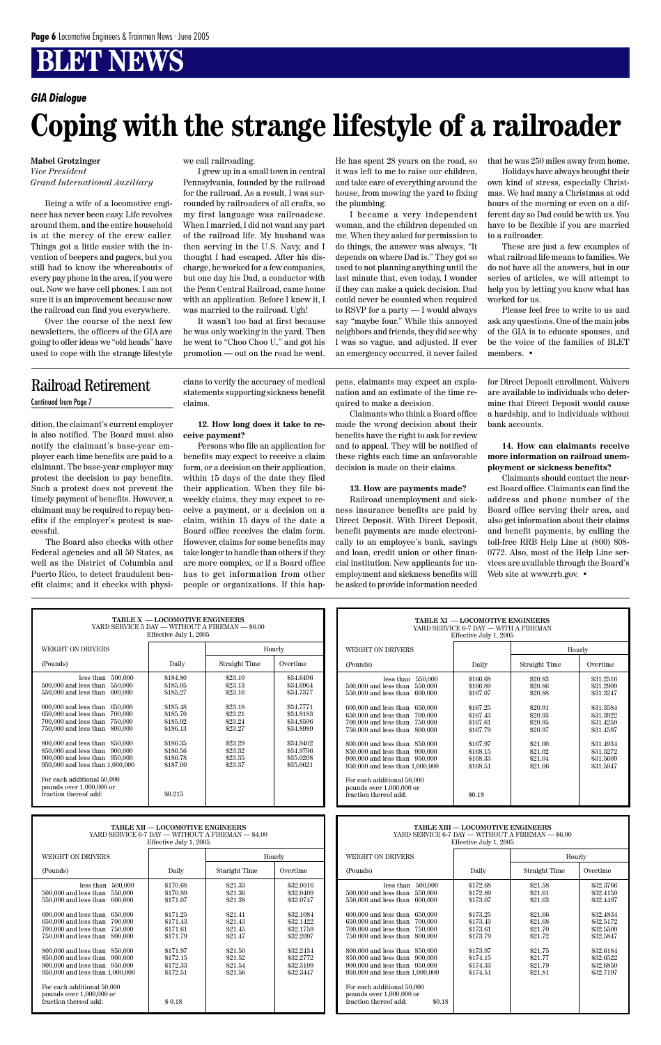# BLET NEWS

## GIA Dialogue

# Coping with the strange lifestyle of a railroader

**Mabel Grotzinger**
*Vice President*
*Grand International Auxiliary*

Being a wife of a locomotive engineer has never been easy. Life revolves around them, and the entire household is at the mercy of the crew caller. Things got a little easier with the invention of beepers and pagers, but you still had to know the whereabouts of every pay phone in the area, if you were out. Now we have cell phones. I am not sure it is an improvement because now the railroad can find you everywhere.

Over the course of the next few newsletters, the officers of the GIA are going to offer ideas we "old heads" have used to cope with the strange lifestyle we call railroading.

I grew up in a small town in central Pennsylvania, founded by the railroad for the railroad. As a result, I was surrounded by railroaders of all crafts, so my first language was railroadese. When I married, I did not want any part of the railroad life. My husband was then serving in the U.S. Navy, and I thought I had escaped. After his discharge, he worked for a few companies, but one day his Dad, a conductor with the Penn Central Railroad, came home with an application. Before I knew it, I was married to the railroad. Ugh!

It wasn't too bad at first because he was only working in the yard. Then he went to "Choo Choo U," and got his promotion — out on the road he went. He has spent 28 years on the road, so it was left to me to raise our children, and take care of everything around the house, from mowing the yard to fixing the plumbing.

I became a very independent woman, and the children depended on me. When they asked for permission to do things, the answer was always, "It depends on where Dad is." They got so used to not planning anything until the last minute that, even today, I wonder if they can make a quick decision. Dad could never be counted when required to RSVP for a party — I would always say "maybe four." While this annoyed neighbors and friends, they did see why I was so vague, and adjusted. If ever an emergency occurred, it never failed that he was 250 miles away from home.

Holidays have always brought their own kind of stress, especially Christmas. We had many a Christmas at odd hours of the morning or even on a different day so Dad could be with us. You have to be flexible if you are married to a railroader.

These are just a few examples of what railroad life means to families. We do not have all the answers, but in our series of articles, we will attempt to help you by letting you know what has worked for us.

Please feel free to write to us and ask any questions. One of the main jobs of the GIA is to educate spouses, and be the voice of the families of BLET members. •

## Railroad Retirement

Continued from Page 7

dition, the claimant's current employer is also notified. The Board must also notify the claimant's base-year employer each time benefits are paid to a claimant. The base-year employer may protest the decision to pay benefits. Such a protest does not prevent the timely payment of benefits. However, a claimant may be required to repay benefits if the employer's protest is successful.

The Board also checks with other Federal agencies and all 50 States, as well as the District of Columbia and Puerto Rico, to detect fraudulent benefit claims; and it checks with physicians to verify the accuracy of medical statements supporting sickness benefit claims.

**12. How long does it take to receive payment?**

Persons who file an application for benefits may expect to receive a claim form, or a decision on their application, within 15 days of the date they filed their application. When they file biweekly claims, they may expect to receive a payment, or a decision on a claim, within 15 days of the date a Board office receives the claim form. However, claims for some benefits may take longer to handle than others if they are more complex, or if a Board office has to get information from other people or organizations. If this happens, claimants may expect an explanation and an estimate of the time required to make a decision.

Claimants who think a Board office made the wrong decision about their benefits have the right to ask for review and to appeal. They will be notified of these rights each time an unfavorable decision is made on their claims.

**13. How are payments made?**

Railroad unemployment and sickness insurance benefits are paid by Direct Deposit. With Direct Deposit, benefit payments are made electronically to an employee's bank, savings and loan, credit union or other financial institution. New applicants for unemployment and sickness benefits will be asked to provide information needed for Direct Deposit enrollment. Waivers are available to individuals who determine that Direct Deposit would cause a hardship, and to individuals without bank accounts.

**14. How can claimants receive more information on railroad unemployment or sickness benefits?**

Claimants should contact the nearest Board office. Claimants can find the address and phone number of the Board office serving their area, and also get information about their claims and benefit payments, by calling the toll-free RRB Help Line at (800) 808-0772. Also, most of the Help Line services are available through the Board's Web site at www.rrb.gov. •

**TABLE X — LOCOMOTIVE ENGINEERS**
YARD SERVICE 5 DAY — WITHOUT A FIREMAN — $6.00
Effective July 1, 2005

| WEIGHT ON DRIVERS | | Hourly | |
|---|---|---|---|
| (Pounds) | Daily | Straight Time | Overtime |
| less than 500,000 | $184.80 | $23.10 | $34.6496 |
| 500,000 and less than 550,000 | $185.05 | $23.13 | $34.6964 |
| 550,000 and less than 600,000 | $185.27 | $23.16 | $34.7377 |
| 600,000 and less than 650,000 | $185.48 | $23.18 | $34.7771 |
| 650,000 and less than 700,000 | $185.70 | $23.21 | $34.8183 |
| 700,000 and less than 750,000 | $185.92 | $23.24 | $34.8596 |
| 750,000 and less than 800,000 | $186.13 | $23.27 | $34.8989 |
| 800,000 and less than 850,000 | $186.35 | $23.29 | $34.9402 |
| 850,000 and less than 900,000 | $186.56 | $23.32 | $34.9796 |
| 900,000 and less than 950,000 | $186.78 | $23.35 | $35.0208 |
| 950,000 and less than 1,000,000 | $187.00 | $23.37 | $35.0621 |
| For each additional 50,000 pounds over 1,000,000 or fraction thereof add: | $0.215 | | |

**TABLE XI — LOCOMOTIVE ENGINEERS**
YARD SERVICE 6-7 DAY — WITH A FIREMAN
Effective July 1, 2005

| WEIGHT ON DRIVERS | | Hourly | |
|---|---|---|---|
| (Pounds) | Daily | Straight Time | Overtime |
| less than 550,000 | $166.68 | $20.83 | $31.2516 |
| 500,000 and less than 550,000 | $166.89 | $20.86 | $31.2909 |
| 550,000 and less than 600,000 | $167.07 | $20.88 | $31.3247 |
| 600,000 and less than 650,000 | $167.25 | $20.91 | $31.3584 |
| 650,000 and less than 700,000 | $167.43 | $20.93 | $31.3922 |
| 700,000 and less than 750,000 | $167.61 | $20.95 | $31.4259 |
| 750,000 and less than 800,000 | $167.79 | $20.97 | $31.4597 |
| 800,000 and less than 850,000 | $167.97 | $21.00 | $31.4934 |
| 850,000 and less than 900,000 | $168.15 | $21.02 | $31.5272 |
| 900,000 and less than 950,000 | $168.33 | $21.04 | $31.5609 |
| 950,000 and less than 1,000,000 | $168.51 | $21.06 | $31.5947 |
| For each additional 50,000 pounds over 1,000,000 or fraction thereof add: | $0.18 | | |

**TABLE XII — LOCOMOTIVE ENGINEERS**
YARD SERVICE 6-7 DAY — WITHOUT A FIREMAN — $4.00
Effective July 1, 2005

| WEIGHT ON DRIVERS | | Hourly | |
|---|---|---|---|
| (Pounds) | Daily | Staright Time | Overtime |
| less than 500,000 | $170.68 | $21.33 | $32.0016 |
| 500,000 and less than 550,000 | $170.89 | $21.36 | $32.0409 |
| 550,000 and less than 600,000 | $171.07 | $21.38 | $32.0747 |
| 600,000 and less than 650,000 | $171.25 | $21.41 | $32.1084 |
| 650,000 and less than 700,000 | $171.43 | $21.43 | $32.1422 |
| 700,000 and less than 750,000 | $171.61 | $21.45 | $32.1759 |
| 750,000 and less than 800,000 | $171.79 | $21.47 | $32.2097 |
| 800,000 and less than 850,000 | $171.97 | $21.50 | $32.2434 |
| 850,000 and less than 900,000 | $172.15 | $21.52 | $32.2772 |
| 900,000 and less than 950,000 | $172.33 | $21.54 | $32.3109 |
| 950,000 and less than 1,000,000 | $172.51 | $21.56 | $32.3447 |
| For each additional 50,000 pounds over 1,000,000 or fraction thereof add: | $ 0.18 | | |

**TABLE XIII — LOCOMOTIVE ENGINEERS**
YARD SERVICE 6-7 DAY — WITHOUT A FIREMAN — $6.00
Effective July 1, 2005

| WEIGHT ON DRIVERS | | Hourly | |
|---|---|---|---|
| (Pounds) | Daily | Straight Time | Overtime |
| less than 500,000 | $172.68 | $21.58 | $32.3766 |
| 500,000 and less than 550,000 | $172.89 | $21.61 | $32.4159 |
| 550,000 and less than 600,000 | $173.07 | $21.63 | $32.4497 |
| 600,000 and less than 650,000 | $173.25 | $21.66 | $32.4834 |
| 650,000 and less than 700,000 | $173.43 | $21.68 | $32.5172 |
| 700,000 and less than 750,000 | $173.61 | $21.70 | $32.5509 |
| 750,000 and less than 800,000 | $173.79 | $21.72 | $32.5847 |
| 800,000 and less than 850,000 | $173.97 | $21.75 | $32.6184 |
| 850,000 and less than 900,000 | $174.15 | $21.77 | $32.6522 |
| 900,000 and less than 950,000 | $174.33 | $21.79 | $32.6859 |
| 950,000 and less than 1,000,000 | $174.51 | $21.81 | $32.7197 |
| For each additional 50,000 pounds over 1,000,000 or fraction thereof add: $0.18 | | | |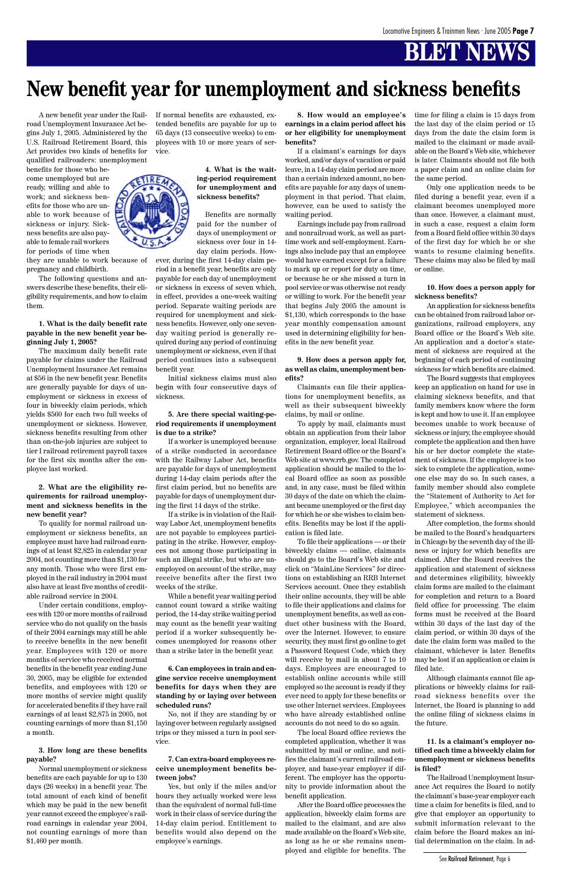# New benefit year for unemployment and sickness benefits

A new benefit year under the Railroad Unemployment Insurance Act begins July 1, 2005. Administered by the U.S. Railroad Retirement Board, this Act provides two kinds of benefits for qualified railroaders: unemployment benefits for those who become unemployed but are ready, willing and able to work; and sickness benefits for those who are unable to work because of sickness or injury. Sickness benefits are also payable to female rail workers for periods of time when they are unable to work because of pregnancy and childbirth.

The following questions and answers describe these benefits, their eligibility requirements, and how to claim them.

**1. What is the daily benefit rate payable in the new benefit year beginning July 1, 2005?**

The maximum daily benefit rate payable for claims under the Railroad Unemployment Insurance Act remains at $56 in the new benefit year. Benefits are generally payable for days of unemployment or sickness in excess of four in biweekly claim periods, which yields $560 for each two full weeks of unemployment or sickness. However, sickness benefits resulting from other than on-the-job injuries are subject to tier I railroad retirement payroll taxes for the first six months after the employee last worked.

**2. What are the eligibility requirements for railroad unemployment and sickness benefits in the new benefit year?**

To qualify for normal railroad unemployment or sickness benefits, an employee must have had railroad earnings of at least $2,825 in calendar year 2004, not counting more than $1,130 for any month. Those who were first employed in the rail industry in 2004 must also have at least five months of creditable railroad service in 2004.

Under certain conditions, employees with 120 or more months of railroad service who do not qualify on the basis of their 2004 earnings may still be able to receive benefits in the new benefit year. Employees with 120 or more months of service who received normal benefits in the benefit year ending June 30, 2005, may be eligible for extended benefits, and employees with 120 or more months of service might qualify for accelerated benefits if they have rail earnings of at least $2,875 in 2005, not counting earnings of more than $1,150 a month.

**3. How long are these benefits payable?**

Normal unemployment or sickness benefits are each payable for up to 130 days (26 weeks) in a benefit year. The total amount of each kind of benefit which may be paid in the new benefit year cannot exceed the employee's railroad earnings in calendar year 2004, not counting earnings of more than $1,460 per month.

If normal benefits are exhausted, extended benefits are payable for up to 65 days (13 consecutive weeks) to employees with 10 or more years of service.

**4. What is the waiting-period requirement for unemployment and sickness benefits?**

Benefits are normally paid for the number of days of unemployment or sickness over four in 14-day claim periods. However, during the first 14-day claim period in a benefit year, benefits are only payable for each day of unemployment or sickness in excess of seven which, in effect, provides a one-week waiting period. Separate waiting periods are required for unemployment and sickness benefits. However, only one seven-day waiting period is generally required during any period of continuing unemployment or sickness, even if that period continues into a subsequent benefit year.

Initial sickness claims must also begin with four consecutive days of sickness.

**5. Are there special waiting-period requirements if unemployment is due to a strike?**

If a worker is unemployed because of a strike conducted in accordance with the Railway Labor Act, benefits are payable for days of unemployment during 14-day claim periods after the first claim period, but no benefits are payable for days of unemployment during the first 14 days of the strike.

If a strike is in violation of the Railway Labor Act, unemployment benefits are not payable to employees participating in the strike. However, employees not among those participating in such an illegal strike, but who are unemployed on account of the strike, may receive benefits after the first two weeks of the strike.

While a benefit year waiting period cannot count toward a strike waiting period, the 14-day strike waiting period may count as the benefit year waiting period if a worker subsequently becomes unemployed for reasons other than a strike later in the benefit year.

**6. Can employees in train and engine service receive unemployment benefits for days when they are standing by or laying over between scheduled runs?**

No, not if they are standing by or laying over between regularly assigned trips or they missed a turn in pool service.

**7. Can extra-board employees receive unemployment benefits between jobs?**

Yes, but only if the miles and/or hours they actually worked were less than the equivalent of normal full-time work in their class of service during the 14-day claim period. Entitlement to benefits would also depend on the employee's earnings.

**8. How would an employee's earnings in a claim period affect his or her eligibility for unemployment benefits?**

If a claimant's earnings for days worked, and/or days of vacation or paid leave, in a 14-day claim period are more than a certain indexed amount, no benefits are payable for any days of unemployment in that period. That claim, however, can be used to satisfy the waiting period.

Earnings include pay from railroad and nonrailroad work, as well as part-time work and self-employment. Earnings also include pay that an employee would have earned except for a failure to mark up or report for duty on time, or because he or she missed a turn in pool service or was otherwise not ready or willing to work. For the benefit year that begins July 2005 the amount is $1,130, which corresponds to the base year monthly compensation amount used in determining eligibility for benefits in the new benefit year.

**9. How does a person apply for, as well as claim, unemployment benefits?**

Claimants can file their applications for unemployment benefits, as well as their subsequent biweekly claims, by mail or online.

To apply by mail, claimants must obtain an application from their labor organization, employer, local Railroad Retirement Board office or the Board's Web site at www.rrb.gov. The completed application should be mailed to the local Board office as soon as possible and, in any case, must be filed within 30 days of the date on which the claimant became unemployed or the first day for which he or she wishes to claim benefits. Benefits may be lost if the application is filed late.

To file their applications — or their biweekly claims — online, claimants should go to the Board's Web site and click on "MainLine Services" for directions on establishing an RRB Internet Services account. Once they establish their online accounts, they will be able to file their applications and claims for unemployment benefits, as well as conduct other business with the Board, over the Internet. However, to ensure security, they must first go online to get a Password Request Code, which they will receive by mail in about 7 to 10 days. Employees are encouraged to establish online accounts while still employed so the account is ready if they ever need to apply for these benefits or use other Internet services. Employees who have already established online accounts do not need to do so again.

The local Board office reviews the completed application, whether it was submitted by mail or online, and notifies the claimant's current railroad employer, and base-year employer if different. The employer has the opportunity to provide information about the benefit application.

After the Board office processes the application, biweekly claim forms are mailed to the claimant, and are also made available on the Board's Web site, as long as he or she remains unemployed and eligible for benefits. The time for filing a claim is 15 days from the last day of the claim period or 15 days from the date the claim form is mailed to the claimant or made available on the Board's Web site, whichever is later. Claimants should not file both a paper claim and an online claim for the same period.

Only one application needs to be filed during a benefit year, even if a claimant becomes unemployed more than once. However, a claimant must, in such a case, request a claim form from a Board field office within 30 days of the first day for which he or she wants to resume claiming benefits. These claims may also be filed by mail or online.

**10. How does a person apply for sickness benefits?**

An application for sickness benefits can be obtained from railroad labor organizations, railroad employers, any Board office or the Board's Web site. An application and a doctor's statement of sickness are required at the beginning of each period of continuing sickness for which benefits are claimed.

The Board suggests that employees keep an application on hand for use in claiming sickness benefits, and that family members know where the form is kept and how to use it. If an employee becomes unable to work because of sickness or injury, the employee should complete the application and then have his or her doctor complete the statement of sickness. If the employee is too sick to complete the application, someone else may do so. In such cases, a family member should also complete the "Statement of Authority to Act for Employee," which accompanies the statement of sickness.

After completion, the forms should be mailed to the Board's headquarters in Chicago by the seventh day of the illness or injury for which benefits are claimed. After the Board receives the application and statement of sickness and determines eligibility, biweekly claim forms are mailed to the claimant for completion and return to a Board field office for processing. The claim forms must be received at the Board within 30 days of the last day of the claim period, or within 30 days of the date the claim form was mailed to the claimant, whichever is later. Benefits may be lost if an application or claim is filed late.

Although claimants cannot file applications or biweekly claims for railroad sickness benefits over the Internet, the Board is planning to add the online filing of sickness claims in the future.

**11. Is a claimant's employer notified each time a biweekly claim for unemployment or sickness benefits is filed?**

The Railroad Unemployment Insurance Act requires the Board to notify the claimant's base-year employer each time a claim for benefits is filed, and to give that employer an opportunity to submit information relevant to the claim before the Board makes an initial determination on the claim. In ad-

See Railroad Retirement, Page 6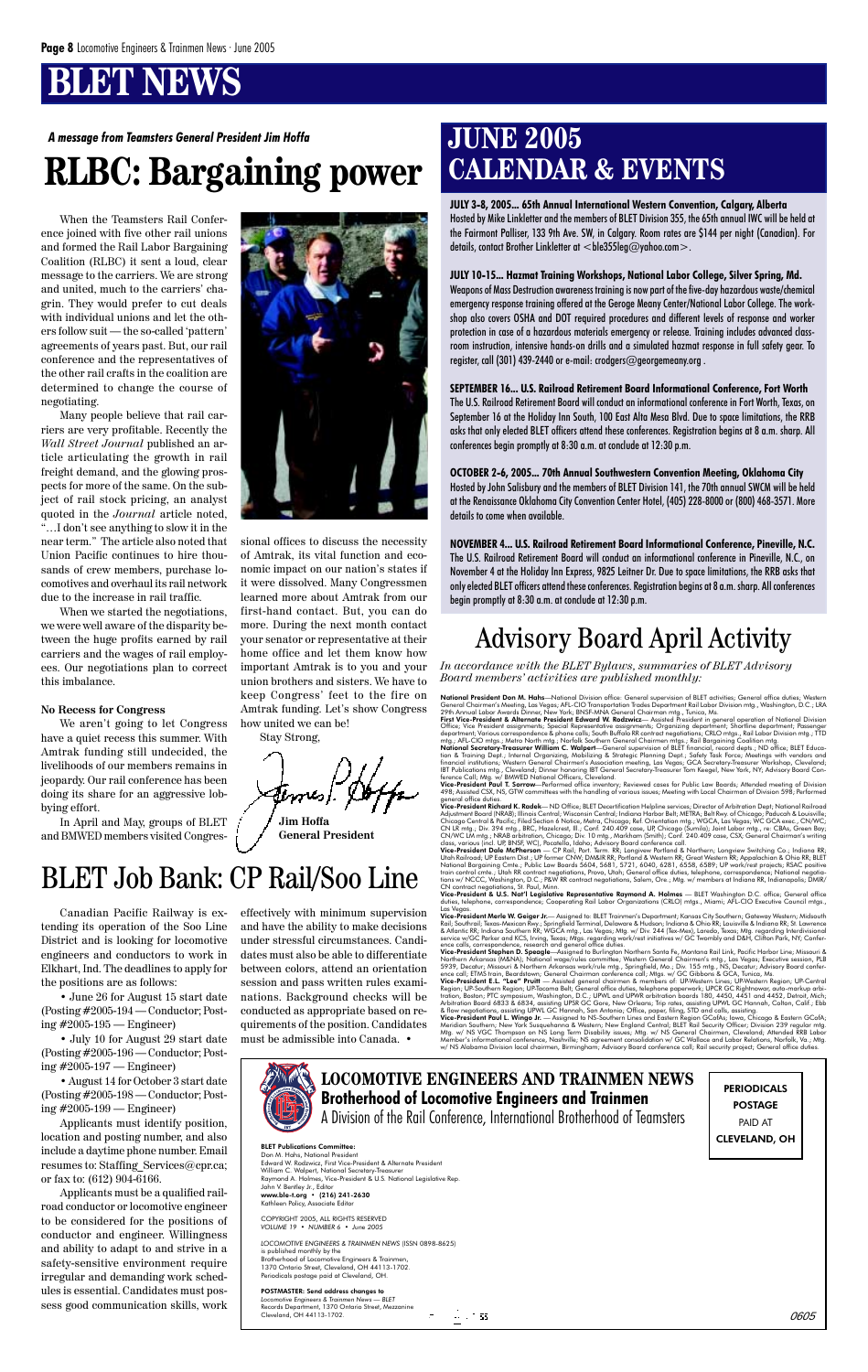# BLET NEWS

*A message from Teamsters General President Jim Hoffa*

# RLBC: Bargaining power

When the Teamsters Rail Conference joined with five other rail unions and formed the Rail Labor Bargaining Coalition (RLBC) it sent a loud, clear message to the carriers. We are strong and united, much to the carriers' chagrin. They would prefer to cut deals with individual unions and let the others follow suit — the so-called 'pattern' agreements of years past. But, our rail conference and the representatives of the other rail crafts in the coalition are determined to change the course of negotiating.

Many people believe that rail carriers are very profitable. Recently the *Wall Street Journal* published an article articulating the growth in rail freight demand, and the glowing prospects for more of the same. On the subject of rail stock pricing, an analyst quoted in the *Journal* article noted, "…I don't see anything to slow it in the near term." The article also noted that Union Pacific continues to hire thousands of crew members, purchase locomotives and overhaul its rail network due to the increase in rail traffic.

When we started the negotiations, we were well aware of the disparity between the huge profits earned by rail carriers and the wages of rail employees. Our negotiations plan to correct this imbalance.

**No Recess for Congress**

We aren't going to let Congress have a quiet recess this summer. With Amtrak funding still undecided, the livelihoods of our members remains in jeopardy. Our rail conference has been doing its share for an aggressive lobbying effort.

In April and May, groups of BLET and BMWED members visited Congressional offices to discuss the necessity of Amtrak, its vital function and economic impact on our nation's states if it were dissolved. Many Congressmen learned more about Amtrak from our first-hand contact. But, you can do more. During the next month contact your senator or representative at their home office and let them know how important Amtrak is to you and your union brothers and sisters. We have to keep Congress' feet to the fire on Amtrak funding. Let's show Congress how united we can be!

Stay Strong,

**Jim Hoffa**
**General President**

# BLET Job Bank: CP Rail/Soo Line

Canadian Pacific Railway is extending its operation of the Soo Line District and is looking for locomotive engineers and conductors to work in Elkhart, Ind. The deadlines to apply for the positions are as follows:

- June 26 for August 15 start date (Posting #2005-194 — Conductor; Posting #2005-195 — Engineer)
- July 10 for August 29 start date (Posting #2005-196 — Conductor; Posting #2005-197 — Engineer)
- August 14 for October 3 start date (Posting #2005-198 — Conductor; Posting #2005-199 — Engineer)

Applicants must identify position, location and posting number, and also include a daytime phone number. Email resumes to: Staffing_Services@cpr.ca; or fax to: (612) 904-6166.

Applicants must be a qualified railroad conductor or locomotive engineer to be considered for the positions of conductor and engineer. Willingness and ability to adapt to and strive in a safety-sensitive environment require irregular and demanding work schedules is essential. Candidates must possess good communication skills, work effectively with minimum supervision and have the ability to make decisions under stressful circumstances. Candidates must also be able to differentiate between colors, attend an orientation session and pass written rules examinations. Background checks will be conducted as appropriate based on requirements of the position. Candidates must be admissible into Canada. •

# JUNE 2005 CALENDAR & EVENTS

**JULY 3-8, 2005… 65th Annual International Western Convention, Calgary, Alberta**
Hosted by Mike Linkletter and the members of BLET Division 355, the 65th annual IWC will be held at the Fairmont Palliser, 133 9th Ave. SW, in Calgary. Room rates are $144 per night (Canadian). For details, contact Brother Linkletter at <ble355leg@yahoo.com>.

**JULY 10-15… Hazmat Training Workshops, National Labor College, Silver Spring, Md.**
Weapons of Mass Destruction awareness training is now part of the five-day hazardous waste/chemical emergency response training offered at the Geroge Meany Center/National Labor College. The workshop also covers OSHA and DOT required procedures and different levels of response and worker protection in case of a hazardous materials emergency or release. Training includes advanced classroom instruction, intensive hands-on drills and a simulated hazmat response in full safety gear. To register, call (301) 439-2440 or e-mail: crodgers@georgemeany.org .

**SEPTEMBER 16… U.S. Railroad Retirement Board Informational Conference, Fort Worth**
The U.S. Railroad Retirement Board will conduct an informational conference in Fort Worth, Texas, on September 16 at the Holiday Inn South, 100 East Alta Mesa Blvd. Due to space limitations, the RRB asks that only elected BLET officers attend these conferences. Registration begins at 8 a.m. sharp. All conferences begin promptly at 8:30 a.m. at conclude at 12:30 p.m.

**OCTOBER 2-6, 2005… 70th Annual Southwestern Convention Meeting, Oklahoma City**
Hosted by John Salisbury and the members of BLET Division 141, the 70th annual SWCM will be held at the Renaissance Oklahoma City Convention Center Hotel, (405) 228-8000 or (800) 468-3571. More details to come when available.

**NOVEMBER 4… U.S. Railroad Retirement Board Informational Conference, Pineville, N.C.**
The U.S. Railroad Retirement Board will conduct an informational conference in Pineville, N.C., on November 4 at the Holiday Inn Express, 9825 Leitner Dr. Due to space limitations, the RRB asks that only elected BLET officers attend these conferences. Registration begins at 8 a.m. sharp. All conferences begin promptly at 8:30 a.m. at conclude at 12:30 p.m.

# Advisory Board April Activity

*In accordance with the BLET Bylaws, summaries of BLET Advisory Board members' activities are published monthly:*

**National President Don M. Hahs**—National Division office: General supervision of BLET activities; General office duties, Western General Chairmen's Meeting, Las Vegas; AFL-CIO Transportation Trades Department Rail Labor Division mtg., Washington, D.C.; LRA 29th Annual Labor Awards Dinner, New York; BNSF-MNA General Chairman mtg., Tunica, Ms.

**First Vice-President & Alternate President Edward W. Rodzwicz**— Assisted President in general operation of National Division Office; Vice President assignments; Special Representative assignments; Organizing department; Shortline department, Passenger department; Various correspondence & phone calls; South Buffalo RR contract negotiations; CRLO mtgs., Rail Labor Division mtg.; TTD mtg.; AFL-CIO mtgs.; Metro North mtg.; Norfolk Southern General Chairmen mtgs.; Rail Bargaining Coalition mtg.

**National Secretary-Treasurer William C. Walpert**—General supervision of BLET financial, record depts.; ND office; BLET Education & Training Dept.; Internal Organizing, Mobilizing & Strategic Planning Dept.; Safety Task Force; Meetings with vendors and financial institutions; Western General Chairmen's Association meeting, Las Vegas; GCA Secretary-Treasurer Workshop, Cleveland, IBT Publications mtg., Cleveland; Dinner honoring IBT General Secretary-Treasurer Tom Keegel, New York, NY; Advisory Board Conference Call; Mtg. w/ BMWED National Officers, Cleveland.

**Vice-President Paul T. Sorrow**—Performed office inventory; Reviewed cases for Public Law Boards; Attended meeting of Division 498; Assisted CSX, NS, GTW committees with the handling of various issues; Meeting with Local Chairmen of Division 598; Performed general office duties.

**Vice-President Richard K. Radek**— ND Office; BLET Decertification Helpline services; Director of Arbitration Dept; National Railroad Adjustment Board (NRAB); Illinois Central; Wisconsin Central; Indiana Harbor Belt; METRA; Belt Rwy. of Chicago; Paducah & Louisville; Chicago Central & Pacific; Filed Section 6 Notice, Metra, Chicago; Ref. Orientation mtg.; WGCA, Las Vegas; WC GCA exec., CN/WC; CN LR mtg., Div. 394 mtg., BRC, Hazelcrest, Ill.; Conf. 240.409 case, UP, Chicago (Sumila); Joint Labor mtg., re: CBAs, Green Bay; CN/WC LM mtg.; NRAB arbitration, Chicago; Div. 10 mtg., Markham (Smith); Conf. 240.409 case, CSX; General Chairman's writing class, various (incl. UP, BNSF, WC), Pocatello, Idaho; Advisory Board conference call.

**Vice-President Dale McPherson** — CP Rail; Port. Term. RR; Longview Portland & Northern; Longview Switching Co.; Indiana RR; Utah Railroad; UP Eastern Dist.; UP former CNW; DM&IR RR; Portland & Western RR; Great Western RR; Appalachian & Ohio RR; BLET National Bargaining Cmte.; Public Law Boards 5604, 5681, 5721, 6040, 6281, 6558, 6589; UP work/rest projects; RSAC positive train control cmte.; Utah RR contract negotiations, Provo, Utah; General office duties, telephone, correspondence; National negotiations w/ NCCC, Washington, D.C.; P&W RR contract negotiations, Salem, Ore.; Mtg. w/ members at Indiana RR, Indianapolis; DMIR/CN contract negotiations, St. Paul, Minn.

**Vice-President & U.S. Nat'l Legislative Representative Raymond A. Holmes** — BLET Washington D.C. office; General office duties, telephone, correspondence; Cooperating Rail Labor Organizations (CRLO) mtgs., Miami; AFL-CIO Executive Council mtgs., Las Vegas.

**Vice-President Merle W. Geiger Jr.**— Assigned to: BLET Trainmen's Department; Kansas City Southern; Gateway Western; Midsouth Rail; Southrail; Texas-Mexican Rwy.; Springfield Terminal, Delaware & Hudson; Indiana & Ohio RR; Louisville & Indiana RR; St. Lawrence & Atlantic RR; Indiana Southern RR; WGCA mtg., Las Vegas; Mtg. w/ Div. 244 (Tex-Mex), Laredo, Texas; Mtg. regarding Interdivisional service w/GC Parker and KCS, Irving, Texas; Mtgs. regarding work/rest initiatives w/ GC Trowbridg and D&H, Clifton Park, NY; Conference calls, correspondence, research and general office duties.

**Vice-President Stephen D. Speagle**—Assigned to Burlington Northern Santa Fe, Montana Rail Link, Pacific Harbor Line; Missouri & Northern Arkansas (M&NA); National wage/rules committee; Western General Chairman's mtg., Las Vegas; Executive session, PLB 5939, Decatur; Missouri & Northern Arkansas work/rule mtg., Springfield, Mo.; Div. 155 mtg., NS, Decatur; Advisory Board conference call; ETMS train, Beardstown; General Chairman conference call, Mtgs. w/ GC Gibbons & GCA, Tunica, Ms.

**Vice-President E.L. "Lee" Pruitt** — Assisted general chairmen & members of: UP-Western Lines; UP-Western Region; UP-Central Region; UP-Southern Region; UP-Tacoma Belt; General office duties, telephone paperwork; UPCR GC Rightnowar, auto-markup arbitration, Boston; PTC symposium, Washington, D.C.; UPWL and UPWR arbitration boards 180, 4450, 4451 and 4452, Detroit, Mich; Arbitration Board 6833 & 6834, assisting UPSR GC Gore, New Orleans; Trip rates, assisting UPWL GC Hannah, Colton, Calif.; Ebb & flow negotiations, assisting UPWL GC Hannah, San Antonio; Office, paper, filing, STD and calls, assisting.

**Vice-President Paul L. Wingo Jr.** — Assigned to NS-Southern Lines and Eastern Region GCofAs; Iowa, Chicago & Eastern GCofA; Meridian Southern; New York Susquehanna & Western; New England Central; BLET Rail Security Officer; Division 239 regular mtg. Mtg. w/ NS VGC Thompson on NS Long Term Disability issues; Mtg. w/ NS General Chairmen, Cleveland; Attended RRB Labor Member's international conference, Nashville; NS agreement consolidation w/ GC Wallace and Labor Relations, Norfolk, Va.; Mtg. w/ NS Alabama Division local chairmen, Birmingham; Advisory Board conference call; Rail security project; General office duties.

## LOCOMOTIVE ENGINEERS AND TRAINMEN NEWS
**Brotherhood of Locomotive Engineers and Trainmen**
A Division of the Rail Conference, International Brotherhood of Teamsters

PERIODICALS POSTAGE PAID AT CLEVELAND, OH

**BLET Publications Committee:**
Don M. Hahs, National President
Edward W. Rodzwicz, First Vice-President & Alternate President
William C. Walpert, National Secretary-Treasurer
Raymond A. Holmes, Vice-President & U.S. National Legislative Rep.
John V. Bentley Jr., Editor
**www.ble-t.org • (216) 241-2630**
Kathleen Policy, Associate Editor

COPYRIGHT 2005, ALL RIGHTS RESERVED
*VOLUME 19 • NUMBER 6 • June 2005*

*LOCOMOTIVE ENGINEERS & TRAINMEN NEWS* (ISSN 0898-8625) is published monthly by the Brotherhood of Locomotive Engineers & Trainmen, 1370 Ontario Street, Cleveland, OH 44113-1702. Periodicals postage paid at Cleveland, OH.

**POSTMASTER: Send address changes to**
*Locomotive Engineers & Trainmen News — BLET*
Records Department, 1370 Ontario Street, Mezzanine
Cleveland, OH 44113-1702

0605